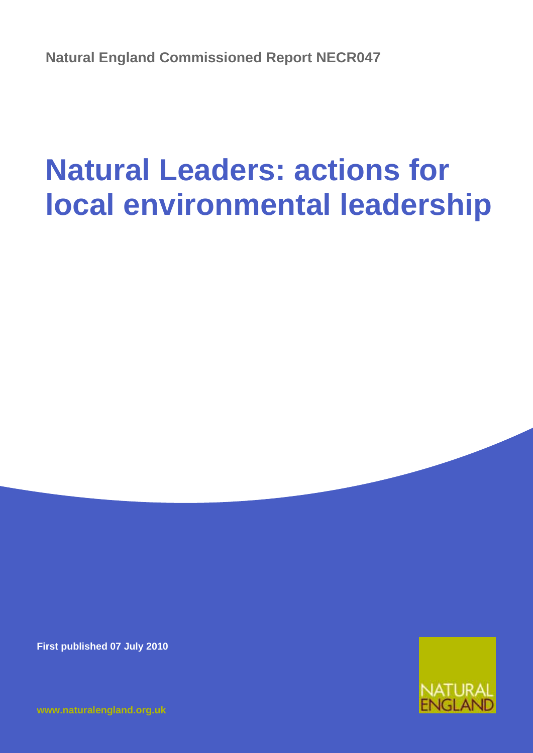Natural England Commissioned Report NECR047

# Natural Leaders: actions for local environmental leadership

First published 07 July 2010

NATURAL ENGLAND

www.naturalengland.org.uk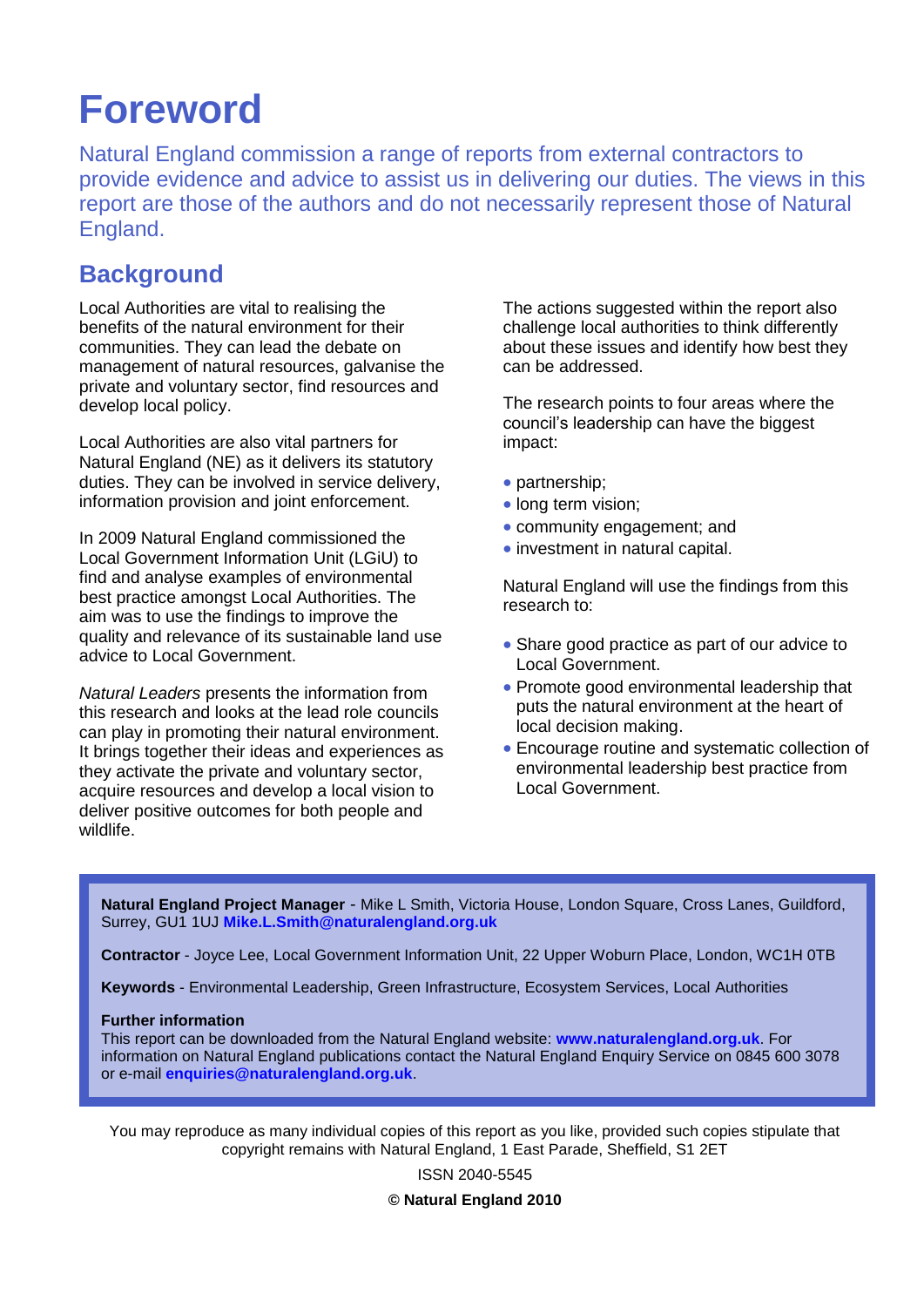# Foreword

Natural England commission a range of reports from external contractors to provide evidence and advice to assist us in delivering our duties. The views in this report are those of the authors and do not necessarily represent those of Natural England.

## Background

Local Authorities are vital to realising the benefits of the natural environment for their communities. They can lead the debate on management of natural resources, galvanise the private and voluntary sector, find resources and develop local policy.

Local Authorities are also vital partners for Natural England (NE) as it delivers its statutory duties. They can be involved in service delivery, information provision and joint enforcement.

In 2009 Natural England commissioned the Local Government Information Unit (LGiU) to find and analyse examples of environmental best practice amongst Local Authorities. The aim was to use the findings to improve the quality and relevance of its sustainable land use advice to Local Government.

*Natural Leaders* presents the information from this research and looks at the lead role councils can play in promoting their natural environment. It brings together their ideas and experiences as they activate the private and voluntary sector, acquire resources and develop a local vision to deliver positive outcomes for both people and wildlife.

The actions suggested within the report also challenge local authorities to think differently about these issues and identify how best they can be addressed.

The research points to four areas where the council's leadership can have the biggest impact:

- partnership;
- long term vision;
- community engagement; and
- investment in natural capital.

Natural England will use the findings from this research to:

- Share good practice as part of our advice to Local Government.
- Promote good environmental leadership that puts the natural environment at the heart of local decision making.
- Encourage routine and systematic collection of environmental leadership best practice from Local Government.

**Natural England Project Manager** - Mike L Smith, Victoria House, London Square, Cross Lanes, Guildford, Surrey, GU1 1UJ **Mike.L.Smith@naturalengland.org.uk**

**Contractor** - Joyce Lee, Local Government Information Unit, 22 Upper Woburn Place, London, WC1H 0TB

**Keywords** - Environmental Leadership, Green Infrastructure, Ecosystem Services, Local Authorities

**Further information**
This report can be downloaded from the Natural England website: **www.naturalengland.org.uk**. For information on Natural England publications contact the Natural England Enquiry Service on 0845 600 3078 or e-mail **enquiries@naturalengland.org.uk**.

You may reproduce as many individual copies of this report as you like, provided such copies stipulate that copyright remains with Natural England, 1 East Parade, Sheffield, S1 2ET

ISSN 2040-5545

**© Natural England 2010**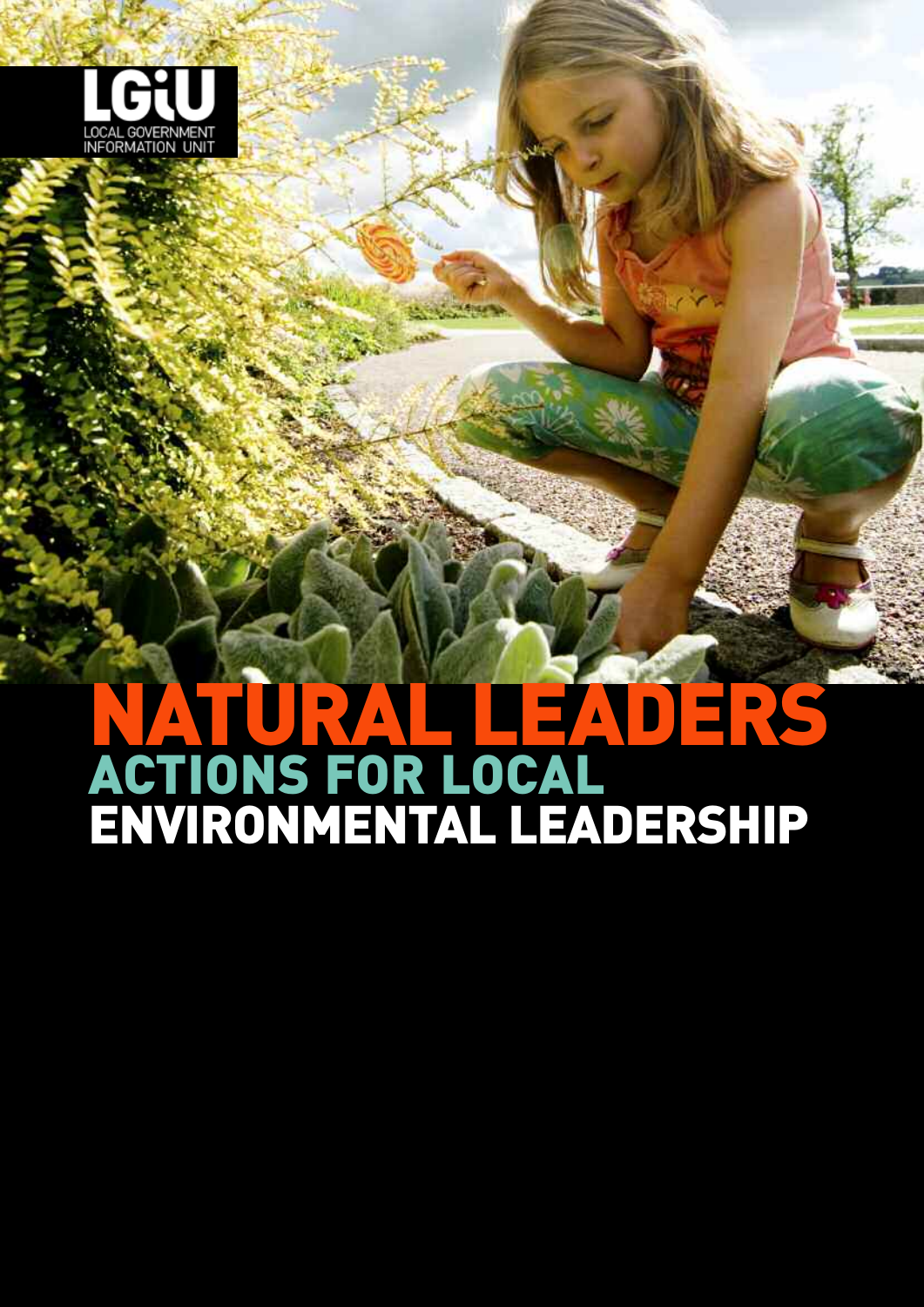LGiU

LOCAL GOVERNMENT INFORMATION UNIT

# NATURAL LEADERS

## ACTIONS FOR LOCAL ENVIRONMENTAL LEADERSHIP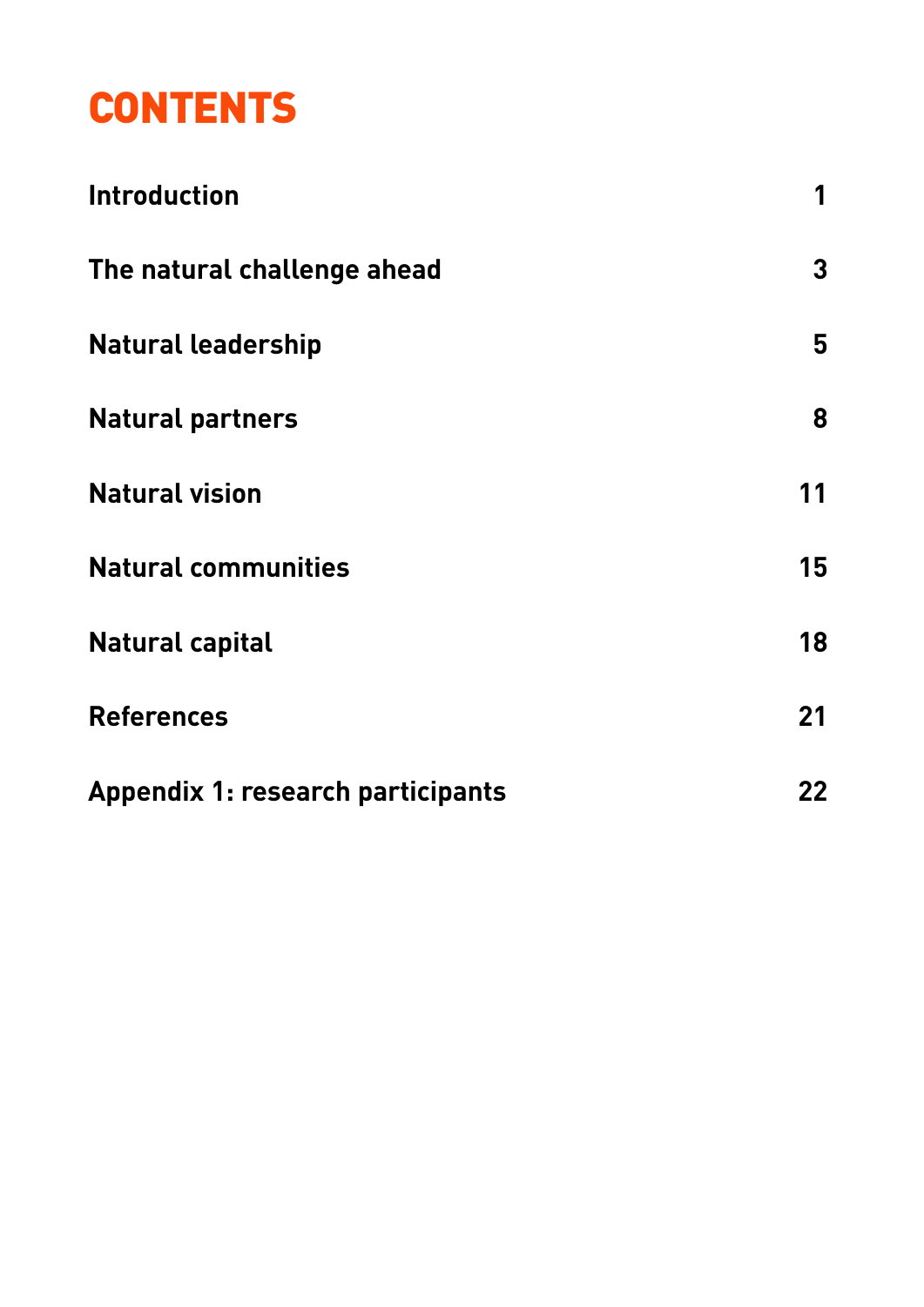# CONTENTS

| | |
|---|---|
| **Introduction** | **1** |
| **The natural challenge ahead** | **3** |
| **Natural leadership** | **5** |
| **Natural partners** | **8** |
| **Natural vision** | **11** |
| **Natural communities** | **15** |
| **Natural capital** | **18** |
| **References** | **21** |
| **Appendix 1: research participants** | **22** |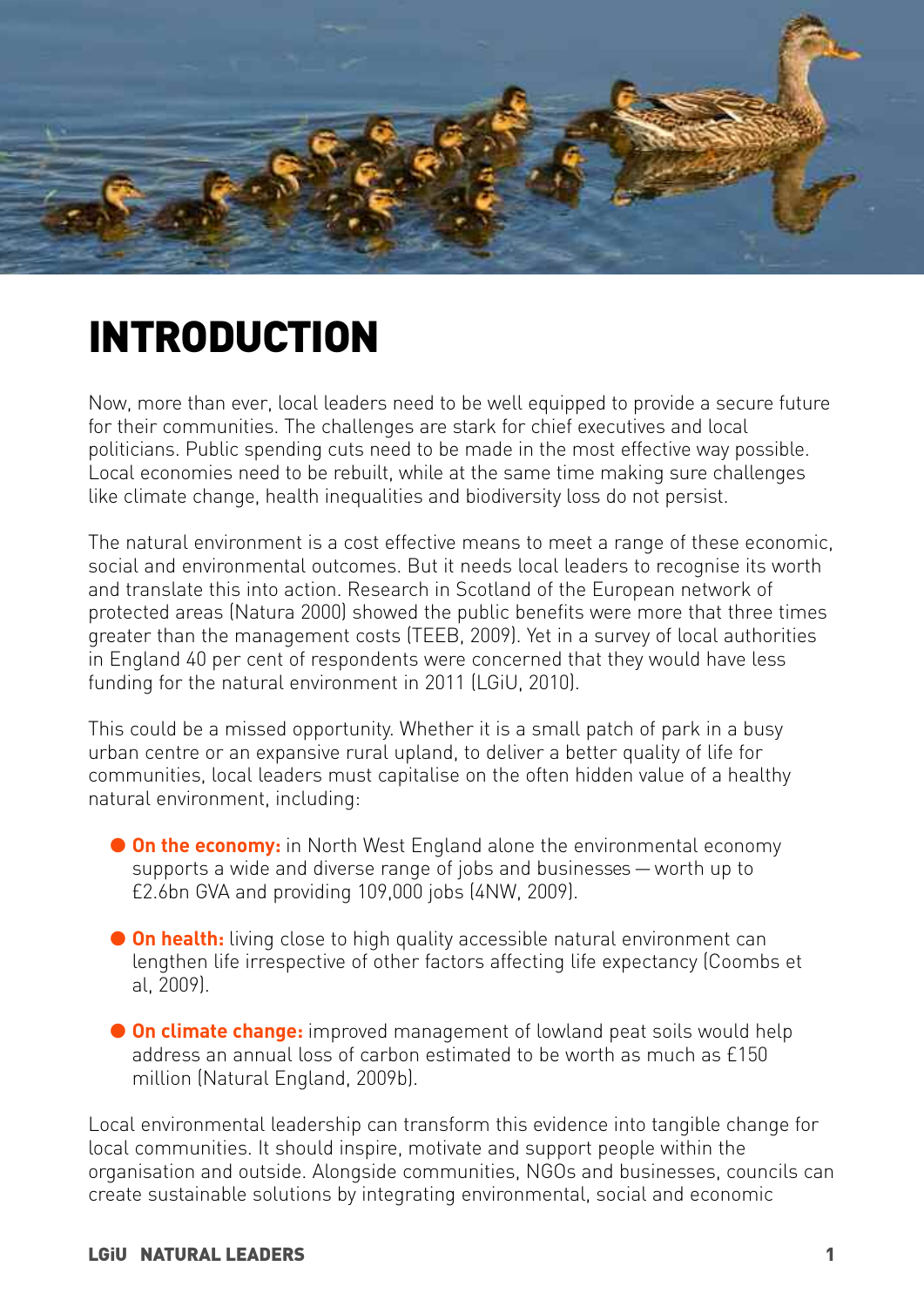# INTRODUCTION

Now, more than ever, local leaders need to be well equipped to provide a secure future for their communities. The challenges are stark for chief executives and local politicians. Public spending cuts need to be made in the most effective way possible. Local economies need to be rebuilt, while at the same time making sure challenges like climate change, health inequalities and biodiversity loss do not persist.

The natural environment is a cost effective means to meet a range of these economic, social and environmental outcomes. But it needs local leaders to recognise its worth and translate this into action. Research in Scotland of the European network of protected areas (Natura 2000) showed the public benefits were more that three times greater than the management costs (TEEB, 2009). Yet in a survey of local authorities in England 40 per cent of respondents were concerned that they would have less funding for the natural environment in 2011 (LGiU, 2010).

This could be a missed opportunity. Whether it is a small patch of park in a busy urban centre or an expansive rural upland, to deliver a better quality of life for communities, local leaders must capitalise on the often hidden value of a healthy natural environment, including:

- **On the economy:** in North West England alone the environmental economy supports a wide and diverse range of jobs and businesses — worth up to £2.6bn GVA and providing 109,000 jobs (4NW, 2009).
- **On health:** living close to high quality accessible natural environment can lengthen life irrespective of other factors affecting life expectancy (Coombs et al, 2009).
- **On climate change:** improved management of lowland peat soils would help address an annual loss of carbon estimated to be worth as much as £150 million (Natural England, 2009b).

Local environmental leadership can transform this evidence into tangible change for local communities. It should inspire, motivate and support people within the organisation and outside. Alongside communities, NGOs and businesses, councils can create sustainable solutions by integrating environmental, social and economic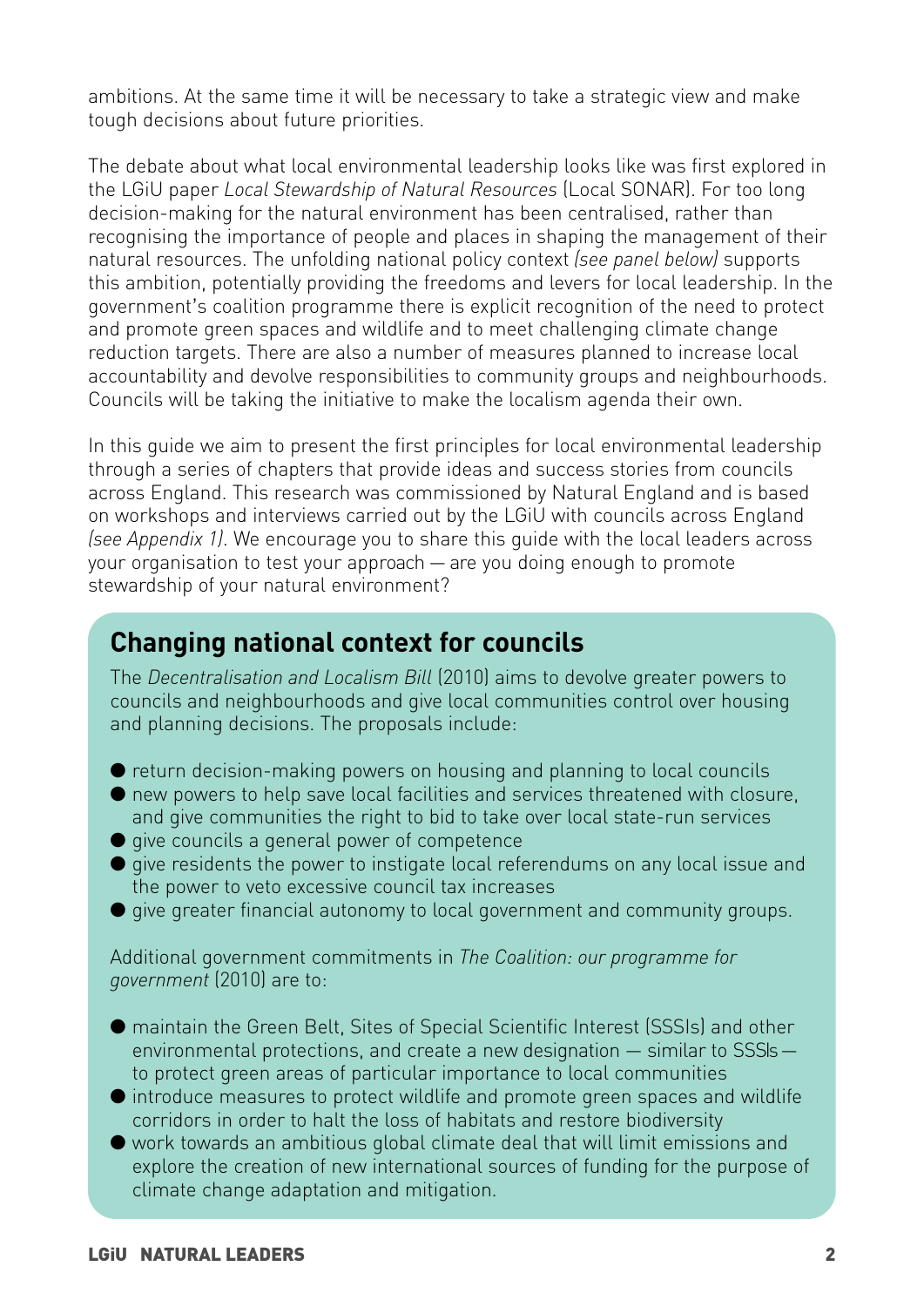ambitions. At the same time it will be necessary to take a strategic view and make tough decisions about future priorities.

The debate about what local environmental leadership looks like was first explored in the LGiU paper *Local Stewardship of Natural Resources* (Local SONAR). For too long decision-making for the natural environment has been centralised, rather than recognising the importance of people and places in shaping the management of their natural resources. The unfolding national policy context *(see panel below)* supports this ambition, potentially providing the freedoms and levers for local leadership. In the government's coalition programme there is explicit recognition of the need to protect and promote green spaces and wildlife and to meet challenging climate change reduction targets. There are also a number of measures planned to increase local accountability and devolve responsibilities to community groups and neighbourhoods. Councils will be taking the initiative to make the localism agenda their own.

In this guide we aim to present the first principles for local environmental leadership through a series of chapters that provide ideas and success stories from councils across England. This research was commissioned by Natural England and is based on workshops and interviews carried out by the LGiU with councils across England *(see Appendix 1)*. We encourage you to share this guide with the local leaders across your organisation to test your approach — are you doing enough to promote stewardship of your natural environment?

## Changing national context for councils

The *Decentralisation and Localism Bill* (2010) aims to devolve greater powers to councils and neighbourhoods and give local communities control over housing and planning decisions. The proposals include:

- return decision-making powers on housing and planning to local councils
- new powers to help save local facilities and services threatened with closure, and give communities the right to bid to take over local state-run services
- give councils a general power of competence
- give residents the power to instigate local referendums on any local issue and the power to veto excessive council tax increases
- give greater financial autonomy to local government and community groups.

Additional government commitments in *The Coalition: our programme for government* (2010) are to:

- maintain the Green Belt, Sites of Special Scientific Interest (SSSIs) and other environmental protections, and create a new designation — similar to SSSIs — to protect green areas of particular importance to local communities
- introduce measures to protect wildlife and promote green spaces and wildlife corridors in order to halt the loss of habitats and restore biodiversity
- work towards an ambitious global climate deal that will limit emissions and explore the creation of new international sources of funding for the purpose of climate change adaptation and mitigation.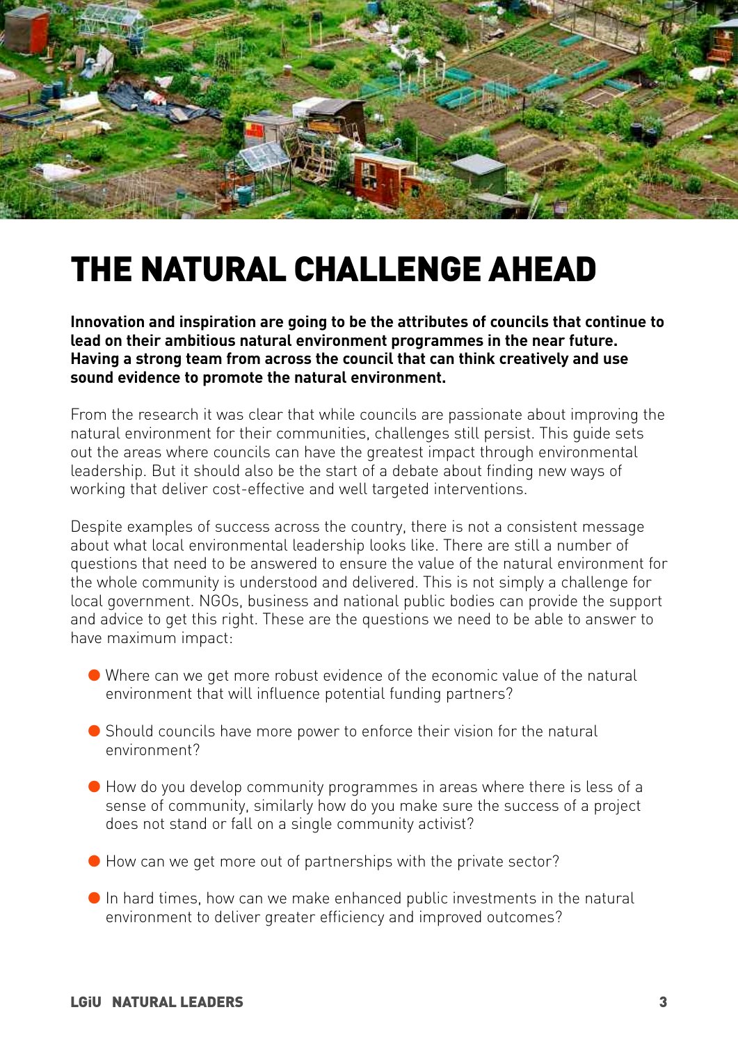# THE NATURAL CHALLENGE AHEAD

**Innovation and inspiration are going to be the attributes of councils that continue to lead on their ambitious natural environment programmes in the near future. Having a strong team from across the council that can think creatively and use sound evidence to promote the natural environment.**

From the research it was clear that while councils are passionate about improving the natural environment for their communities, challenges still persist. This guide sets out the areas where councils can have the greatest impact through environmental leadership. But it should also be the start of a debate about finding new ways of working that deliver cost-effective and well targeted interventions.

Despite examples of success across the country, there is not a consistent message about what local environmental leadership looks like. There are still a number of questions that need to be answered to ensure the value of the natural environment for the whole community is understood and delivered. This is not simply a challenge for local government. NGOs, business and national public bodies can provide the support and advice to get this right. These are the questions we need to be able to answer to have maximum impact:

- Where can we get more robust evidence of the economic value of the natural environment that will influence potential funding partners?
- Should councils have more power to enforce their vision for the natural environment?
- How do you develop community programmes in areas where there is less of a sense of community, similarly how do you make sure the success of a project does not stand or fall on a single community activist?
- How can we get more out of partnerships with the private sector?
- In hard times, how can we make enhanced public investments in the natural environment to deliver greater efficiency and improved outcomes?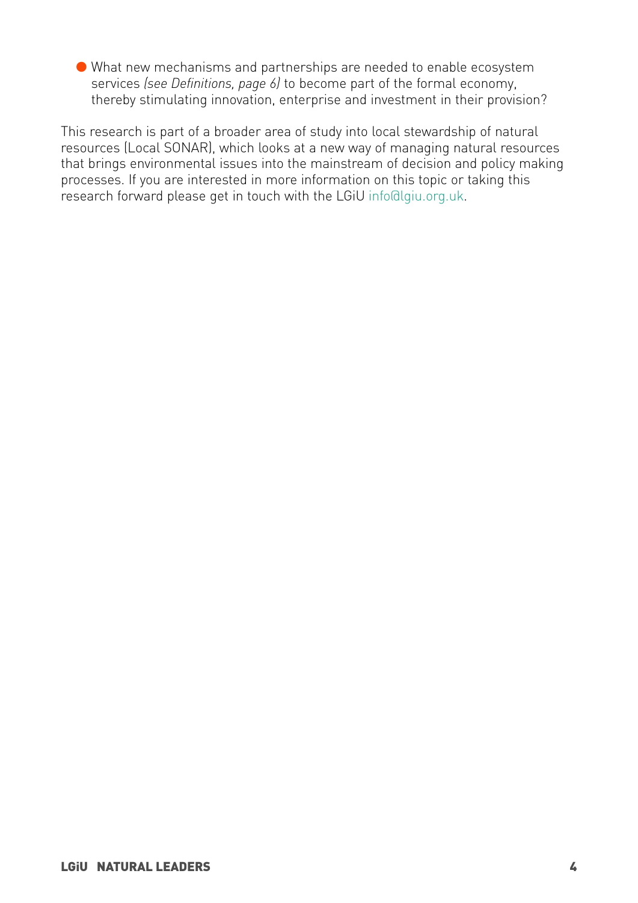- What new mechanisms and partnerships are needed to enable ecosystem services *(see Definitions, page 6)* to become part of the formal economy, thereby stimulating innovation, enterprise and investment in their provision?

This research is part of a broader area of study into local stewardship of natural resources (Local SONAR), which looks at a new way of managing natural resources that brings environmental issues into the mainstream of decision and policy making processes. If you are interested in more information on this topic or taking this research forward please get in touch with the LGiU info@lgiu.org.uk.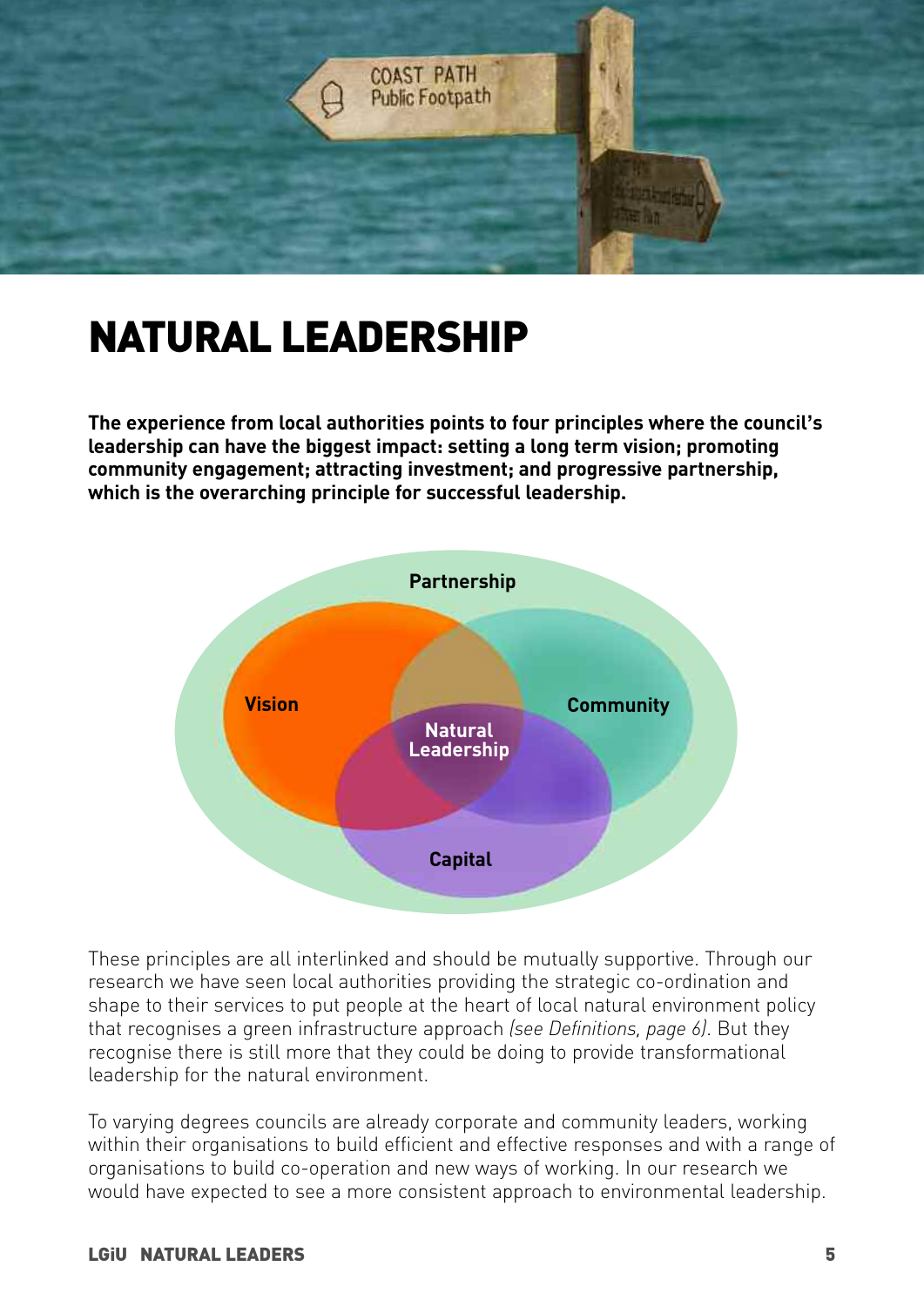# NATURAL LEADERSHIP

**The experience from local authorities points to four principles where the council's leadership can have the biggest impact: setting a long term vision; promoting community engagement; attracting investment; and progressive partnership, which is the overarching principle for successful leadership.**

Partnership

Vision

Community

Natural Leadership

Capital

These principles are all interlinked and should be mutually supportive. Through our research we have seen local authorities providing the strategic co-ordination and shape to their services to put people at the heart of local natural environment policy that recognises a green infrastructure approach *(see Definitions, page 6)*. But they recognise there is still more that they could be doing to provide transformational leadership for the natural environment.

To varying degrees councils are already corporate and community leaders, working within their organisations to build efficient and effective responses and with a range of organisations to build co-operation and new ways of working. In our research we would have expected to see a more consistent approach to environmental leadership.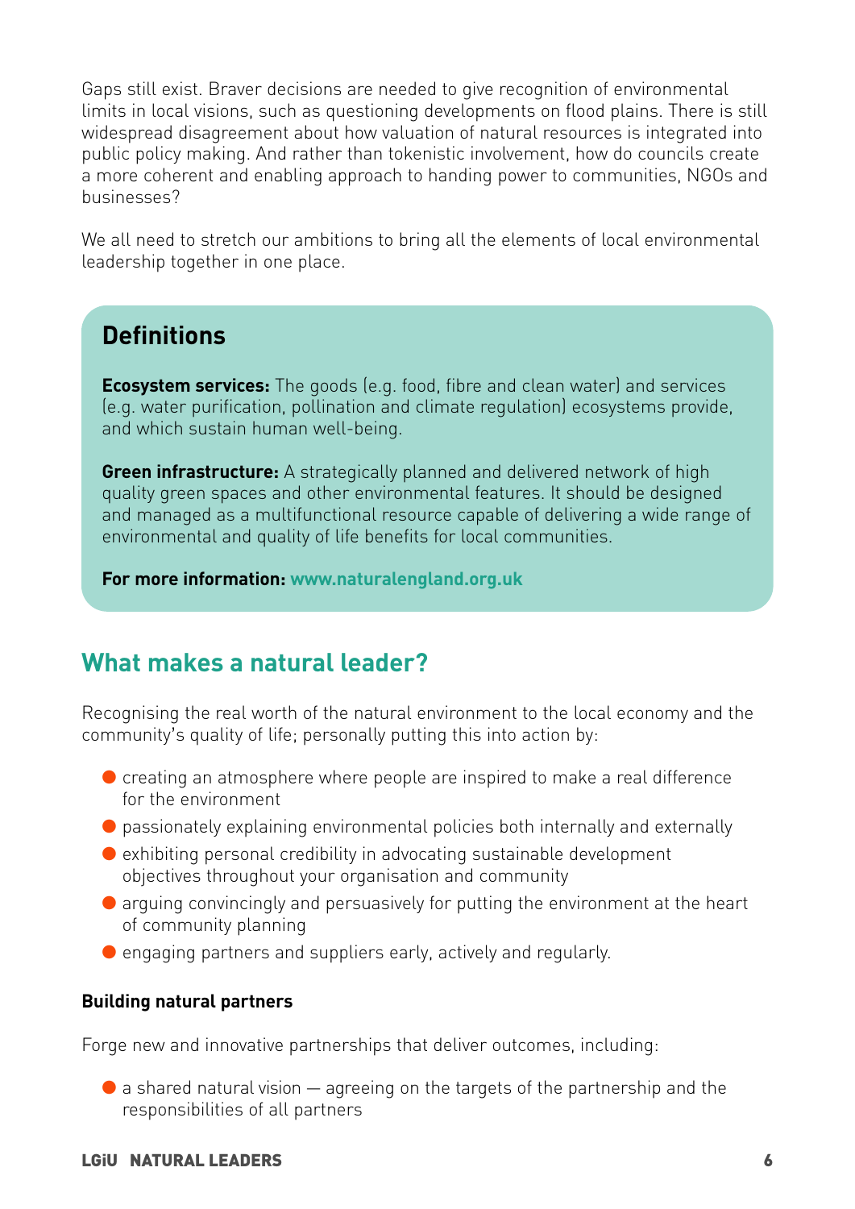Gaps still exist. Braver decisions are needed to give recognition of environmental limits in local visions, such as questioning developments on flood plains. There is still widespread disagreement about how valuation of natural resources is integrated into public policy making. And rather than tokenistic involvement, how do councils create a more coherent and enabling approach to handing power to communities, NGOs and businesses?

We all need to stretch our ambitions to bring all the elements of local environmental leadership together in one place.

## Definitions

**Ecosystem services:** The goods (e.g. food, fibre and clean water) and services (e.g. water purification, pollination and climate regulation) ecosystems provide, and which sustain human well-being.

**Green infrastructure:** A strategically planned and delivered network of high quality green spaces and other environmental features. It should be designed and managed as a multifunctional resource capable of delivering a wide range of environmental and quality of life benefits for local communities.

**For more information:** **www.naturalengland.org.uk**

## What makes a natural leader?

Recognising the real worth of the natural environment to the local economy and the community's quality of life; personally putting this into action by:

- creating an atmosphere where people are inspired to make a real difference for the environment
- passionately explaining environmental policies both internally and externally
- exhibiting personal credibility in advocating sustainable development objectives throughout your organisation and community
- arguing convincingly and persuasively for putting the environment at the heart of community planning
- engaging partners and suppliers early, actively and regularly.

### Building natural partners

Forge new and innovative partnerships that deliver outcomes, including:

- a shared natural vision — agreeing on the targets of the partnership and the responsibilities of all partners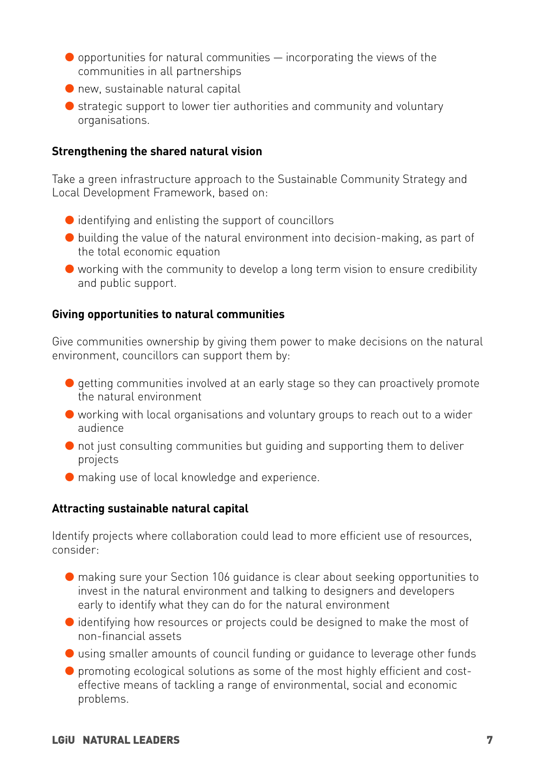- opportunities for natural communities — incorporating the views of the communities in all partnerships
- new, sustainable natural capital
- strategic support to lower tier authorities and community and voluntary organisations.

**Strengthening the shared natural vision**

Take a green infrastructure approach to the Sustainable Community Strategy and Local Development Framework, based on:

- identifying and enlisting the support of councillors
- building the value of the natural environment into decision-making, as part of the total economic equation
- working with the community to develop a long term vision to ensure credibility and public support.

**Giving opportunities to natural communities**

Give communities ownership by giving them power to make decisions on the natural environment, councillors can support them by:

- getting communities involved at an early stage so they can proactively promote the natural environment
- working with local organisations and voluntary groups to reach out to a wider audience
- not just consulting communities but guiding and supporting them to deliver projects
- making use of local knowledge and experience.

**Attracting sustainable natural capital**

Identify projects where collaboration could lead to more efficient use of resources, consider:

- making sure your Section 106 guidance is clear about seeking opportunities to invest in the natural environment and talking to designers and developers early to identify what they can do for the natural environment
- identifying how resources or projects could be designed to make the most of non-financial assets
- using smaller amounts of council funding or guidance to leverage other funds
- promoting ecological solutions as some of the most highly efficient and cost-effective means of tackling a range of environmental, social and economic problems.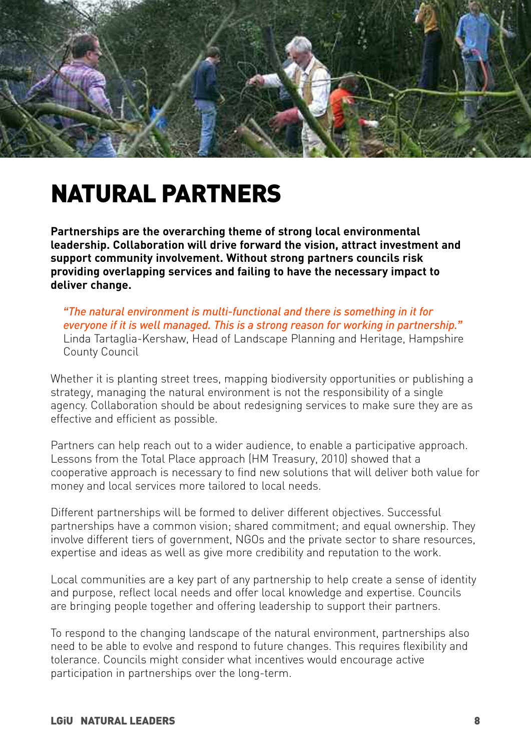# NATURAL PARTNERS

**Partnerships are the overarching theme of strong local environmental leadership. Collaboration will drive forward the vision, attract investment and support community involvement. Without strong partners councils risk providing overlapping services and failing to have the necessary impact to deliver change.**

> *"The natural environment is multi-functional and there is something in it for everyone if it is well managed. This is a strong reason for working in partnership."*
> Linda Tartaglia-Kershaw, Head of Landscape Planning and Heritage, Hampshire County Council

Whether it is planting street trees, mapping biodiversity opportunities or publishing a strategy, managing the natural environment is not the responsibility of a single agency. Collaboration should be about redesigning services to make sure they are as effective and efficient as possible.

Partners can help reach out to a wider audience, to enable a participative approach. Lessons from the Total Place approach (HM Treasury, 2010) showed that a cooperative approach is necessary to find new solutions that will deliver both value for money and local services more tailored to local needs.

Different partnerships will be formed to deliver different objectives. Successful partnerships have a common vision; shared commitment; and equal ownership. They involve different tiers of government, NGOs and the private sector to share resources, expertise and ideas as well as give more credibility and reputation to the work.

Local communities are a key part of any partnership to help create a sense of identity and purpose, reflect local needs and offer local knowledge and expertise. Councils are bringing people together and offering leadership to support their partners.

To respond to the changing landscape of the natural environment, partnerships also need to be able to evolve and respond to future changes. This requires flexibility and tolerance. Councils might consider what incentives would encourage active participation in partnerships over the long-term.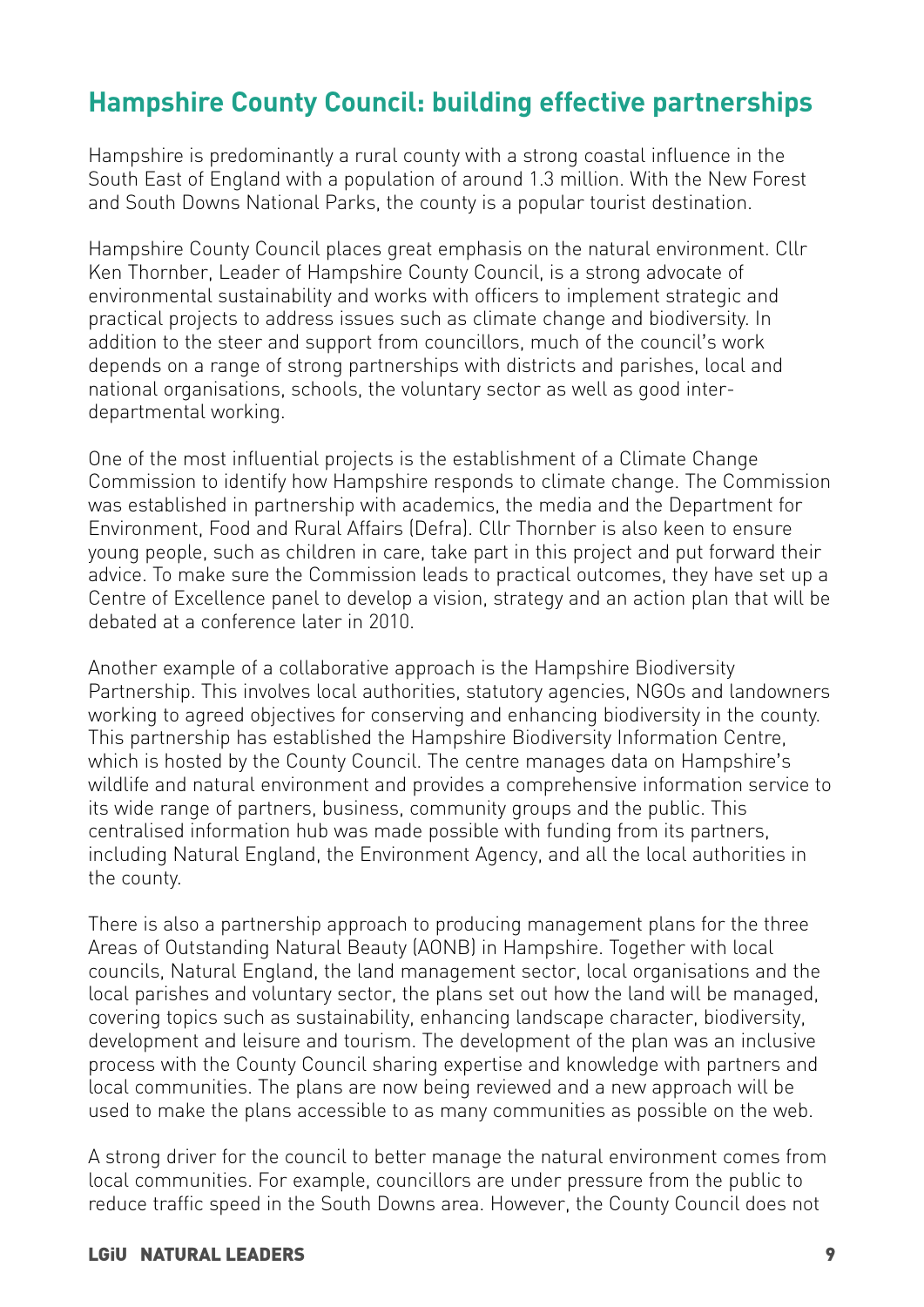## Hampshire County Council: building effective partnerships

Hampshire is predominantly a rural county with a strong coastal influence in the South East of England with a population of around 1.3 million. With the New Forest and South Downs National Parks, the county is a popular tourist destination.

Hampshire County Council places great emphasis on the natural environment. Cllr Ken Thornber, Leader of Hampshire County Council, is a strong advocate of environmental sustainability and works with officers to implement strategic and practical projects to address issues such as climate change and biodiversity. In addition to the steer and support from councillors, much of the council's work depends on a range of strong partnerships with districts and parishes, local and national organisations, schools, the voluntary sector as well as good inter-departmental working.

One of the most influential projects is the establishment of a Climate Change Commission to identify how Hampshire responds to climate change. The Commission was established in partnership with academics, the media and the Department for Environment, Food and Rural Affairs (Defra). Cllr Thornber is also keen to ensure young people, such as children in care, take part in this project and put forward their advice. To make sure the Commission leads to practical outcomes, they have set up a Centre of Excellence panel to develop a vision, strategy and an action plan that will be debated at a conference later in 2010.

Another example of a collaborative approach is the Hampshire Biodiversity Partnership. This involves local authorities, statutory agencies, NGOs and landowners working to agreed objectives for conserving and enhancing biodiversity in the county. This partnership has established the Hampshire Biodiversity Information Centre, which is hosted by the County Council. The centre manages data on Hampshire's wildlife and natural environment and provides a comprehensive information service to its wide range of partners, business, community groups and the public. This centralised information hub was made possible with funding from its partners, including Natural England, the Environment Agency, and all the local authorities in the county.

There is also a partnership approach to producing management plans for the three Areas of Outstanding Natural Beauty (AONB) in Hampshire. Together with local councils, Natural England, the land management sector, local organisations and the local parishes and voluntary sector, the plans set out how the land will be managed, covering topics such as sustainability, enhancing landscape character, biodiversity, development and leisure and tourism. The development of the plan was an inclusive process with the County Council sharing expertise and knowledge with partners and local communities. The plans are now being reviewed and a new approach will be used to make the plans accessible to as many communities as possible on the web.

A strong driver for the council to better manage the natural environment comes from local communities. For example, councillors are under pressure from the public to reduce traffic speed in the South Downs area. However, the County Council does not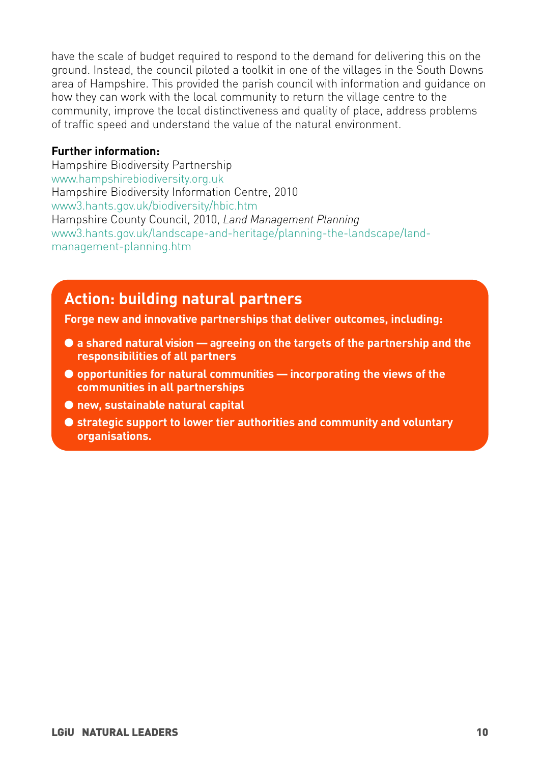have the scale of budget required to respond to the demand for delivering this on the ground. Instead, the council piloted a toolkit in one of the villages in the South Downs area of Hampshire. This provided the parish council with information and guidance on how they can work with the local community to return the village centre to the community, improve the local distinctiveness and quality of place, address problems of traffic speed and understand the value of the natural environment.

**Further information:**

Hampshire Biodiversity Partnership
www.hampshirebiodiversity.org.uk
Hampshire Biodiversity Information Centre, 2010
www3.hants.gov.uk/biodiversity/hbic.htm
Hampshire County Council, 2010, *Land Management Planning*
www3.hants.gov.uk/landscape-and-heritage/planning-the-landscape/land-management-planning.htm

## Action: building natural partners

**Forge new and innovative partnerships that deliver outcomes, including:**

- **a shared natural vision — agreeing on the targets of the partnership and the responsibilities of all partners**
- **opportunities for natural communities — incorporating the views of the communities in all partnerships**
- **new, sustainable natural capital**
- **strategic support to lower tier authorities and community and voluntary organisations.**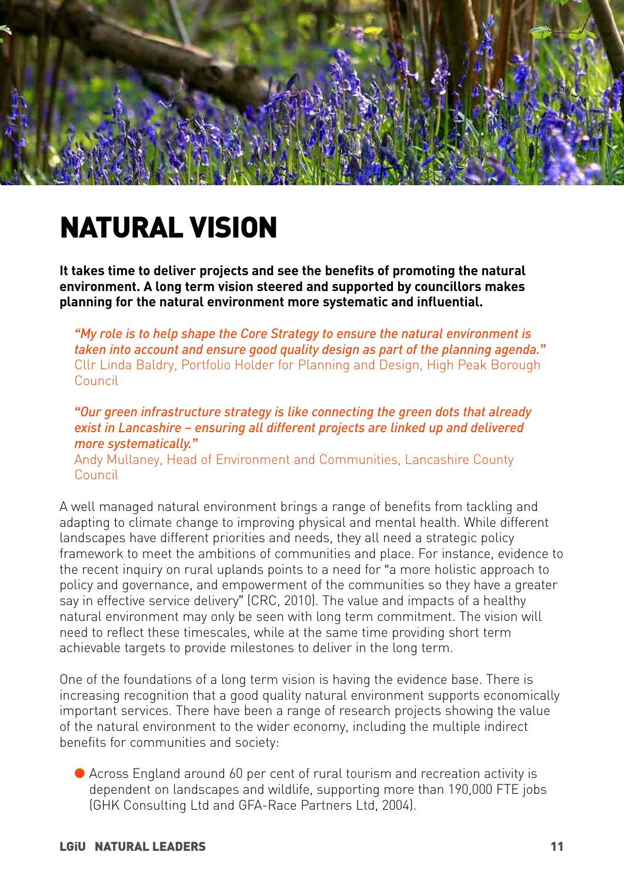# NATURAL VISION

**It takes time to deliver projects and see the benefits of promoting the natural environment. A long term vision steered and supported by councillors makes planning for the natural environment more systematic and influential.**

> *"My role is to help shape the Core Strategy to ensure the natural environment is taken into account and ensure good quality design as part of the planning agenda."*
> Cllr Linda Baldry, Portfolio Holder for Planning and Design, High Peak Borough Council

> *"Our green infrastructure strategy is like connecting the green dots that already exist in Lancashire – ensuring all different projects are linked up and delivered more systematically."*
> Andy Mullaney, Head of Environment and Communities, Lancashire County Council

A well managed natural environment brings a range of benefits from tackling and adapting to climate change to improving physical and mental health. While different landscapes have different priorities and needs, they all need a strategic policy framework to meet the ambitions of communities and place. For instance, evidence to the recent inquiry on rural uplands points to a need for "a more holistic approach to policy and governance, and empowerment of the communities so they have a greater say in effective service delivery" (CRC, 2010). The value and impacts of a healthy natural environment may only be seen with long term commitment. The vision will need to reflect these timescales, while at the same time providing short term achievable targets to provide milestones to deliver in the long term.

One of the foundations of a long term vision is having the evidence base. There is increasing recognition that a good quality natural environment supports economically important services. There have been a range of research projects showing the value of the natural environment to the wider economy, including the multiple indirect benefits for communities and society:

- Across England around 60 per cent of rural tourism and recreation activity is dependent on landscapes and wildlife, supporting more than 190,000 FTE jobs (GHK Consulting Ltd and GFA-Race Partners Ltd, 2004).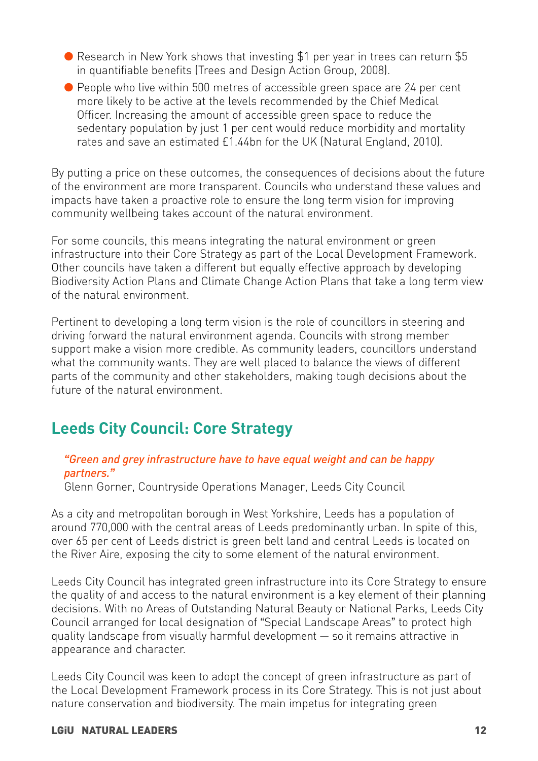- Research in New York shows that investing $1 per year in trees can return $5 in quantifiable benefits (Trees and Design Action Group, 2008).
- People who live within 500 metres of accessible green space are 24 per cent more likely to be active at the levels recommended by the Chief Medical Officer. Increasing the amount of accessible green space to reduce the sedentary population by just 1 per cent would reduce morbidity and mortality rates and save an estimated £1.44bn for the UK (Natural England, 2010).

By putting a price on these outcomes, the consequences of decisions about the future of the environment are more transparent. Councils who understand these values and impacts have taken a proactive role to ensure the long term vision for improving community wellbeing takes account of the natural environment.

For some councils, this means integrating the natural environment or green infrastructure into their Core Strategy as part of the Local Development Framework. Other councils have taken a different but equally effective approach by developing Biodiversity Action Plans and Climate Change Action Plans that take a long term view of the natural environment.

Pertinent to developing a long term vision is the role of councillors in steering and driving forward the natural environment agenda. Councils with strong member support make a vision more credible. As community leaders, councillors understand what the community wants. They are well placed to balance the views of different parts of the community and other stakeholders, making tough decisions about the future of the natural environment.

## Leeds City Council: Core Strategy

> *"Green and grey infrastructure have to have equal weight and can be happy partners."*
> Glenn Gorner, Countryside Operations Manager, Leeds City Council

As a city and metropolitan borough in West Yorkshire, Leeds has a population of around 770,000 with the central areas of Leeds predominantly urban. In spite of this, over 65 per cent of Leeds district is green belt land and central Leeds is located on the River Aire, exposing the city to some element of the natural environment.

Leeds City Council has integrated green infrastructure into its Core Strategy to ensure the quality of and access to the natural environment is a key element of their planning decisions. With no Areas of Outstanding Natural Beauty or National Parks, Leeds City Council arranged for local designation of "Special Landscape Areas" to protect high quality landscape from visually harmful development — so it remains attractive in appearance and character.

Leeds City Council was keen to adopt the concept of green infrastructure as part of the Local Development Framework process in its Core Strategy. This is not just about nature conservation and biodiversity. The main impetus for integrating green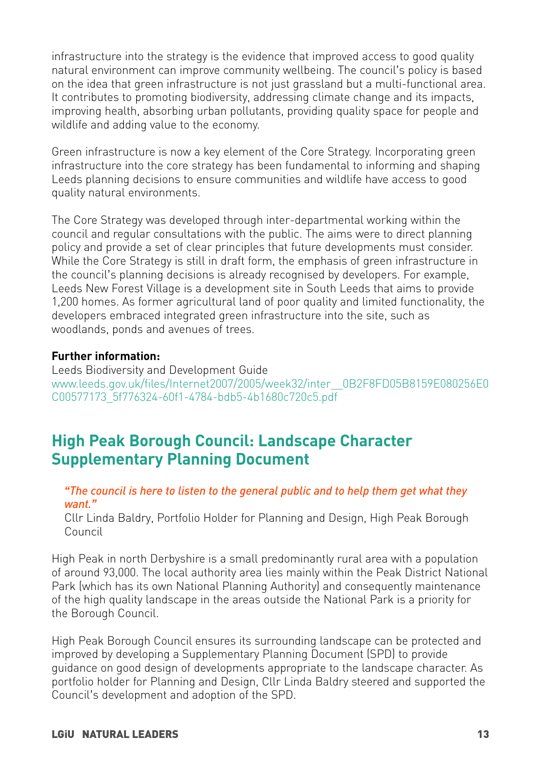infrastructure into the strategy is the evidence that improved access to good quality natural environment can improve community wellbeing. The council's policy is based on the idea that green infrastructure is not just grassland but a multi-functional area. It contributes to promoting biodiversity, addressing climate change and its impacts, improving health, absorbing urban pollutants, providing quality space for people and wildlife and adding value to the economy.

Green infrastructure is now a key element of the Core Strategy. Incorporating green infrastructure into the core strategy has been fundamental to informing and shaping Leeds planning decisions to ensure communities and wildlife have access to good quality natural environments.

The Core Strategy was developed through inter-departmental working within the council and regular consultations with the public. The aims were to direct planning policy and provide a set of clear principles that future developments must consider. While the Core Strategy is still in draft form, the emphasis of green infrastructure in the council's planning decisions is already recognised by developers. For example, Leeds New Forest Village is a development site in South Leeds that aims to provide 1,200 homes. As former agricultural land of poor quality and limited functionality, the developers embraced integrated green infrastructure into the site, such as woodlands, ponds and avenues of trees.

**Further information:**
Leeds Biodiversity and Development Guide
www.leeds.gov.uk/files/Internet2007/2005/week32/inter__0B2F8FD05B8159E080256E0C00577173_5f776324-60f1-4784-bdb5-4b1680c720c5.pdf

## High Peak Borough Council: Landscape Character Supplementary Planning Document

> *"The council is here to listen to the general public and to help them get what they want."*
> Cllr Linda Baldry, Portfolio Holder for Planning and Design, High Peak Borough Council

High Peak in north Derbyshire is a small predominantly rural area with a population of around 93,000. The local authority area lies mainly within the Peak District National Park (which has its own National Planning Authority) and consequently maintenance of the high quality landscape in the areas outside the National Park is a priority for the Borough Council.

High Peak Borough Council ensures its surrounding landscape can be protected and improved by developing a Supplementary Planning Document (SPD) to provide guidance on good design of developments appropriate to the landscape character. As portfolio holder for Planning and Design, Cllr Linda Baldry steered and supported the Council's development and adoption of the SPD.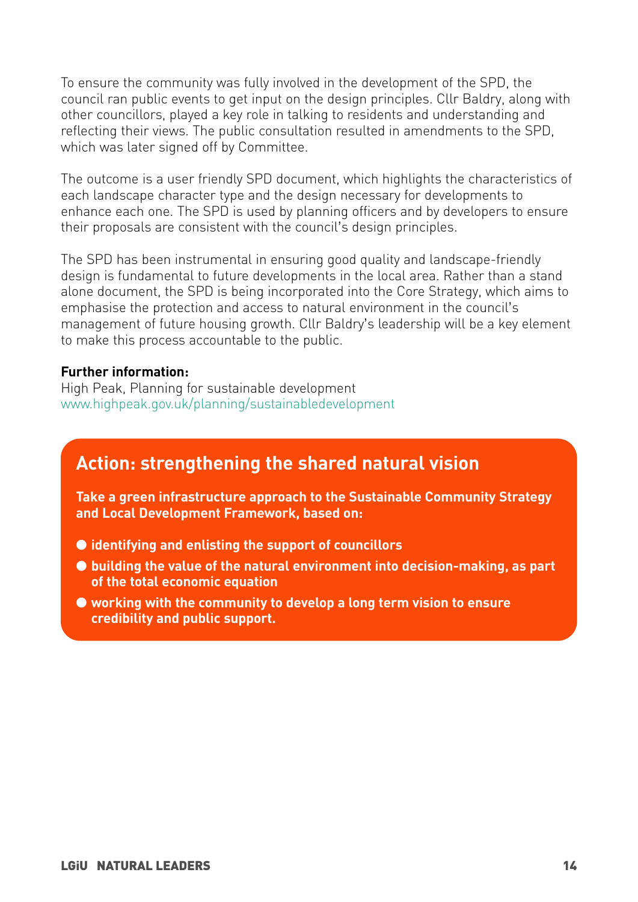To ensure the community was fully involved in the development of the SPD, the council ran public events to get input on the design principles. Cllr Baldry, along with other councillors, played a key role in talking to residents and understanding and reflecting their views. The public consultation resulted in amendments to the SPD, which was later signed off by Committee.

The outcome is a user friendly SPD document, which highlights the characteristics of each landscape character type and the design necessary for developments to enhance each one. The SPD is used by planning officers and by developers to ensure their proposals are consistent with the council's design principles.

The SPD has been instrumental in ensuring good quality and landscape-friendly design is fundamental to future developments in the local area. Rather than a stand alone document, the SPD is being incorporated into the Core Strategy, which aims to emphasise the protection and access to natural environment in the council's management of future housing growth. Cllr Baldry's leadership will be a key element to make this process accountable to the public.

**Further information:**
High Peak, Planning for sustainable development
www.highpeak.gov.uk/planning/sustainabledevelopment

## Action: strengthening the shared natural vision

**Take a green infrastructure approach to the Sustainable Community Strategy and Local Development Framework, based on:**

- **identifying and enlisting the support of councillors**
- **building the value of the natural environment into decision-making, as part of the total economic equation**
- **working with the community to develop a long term vision to ensure credibility and public support.**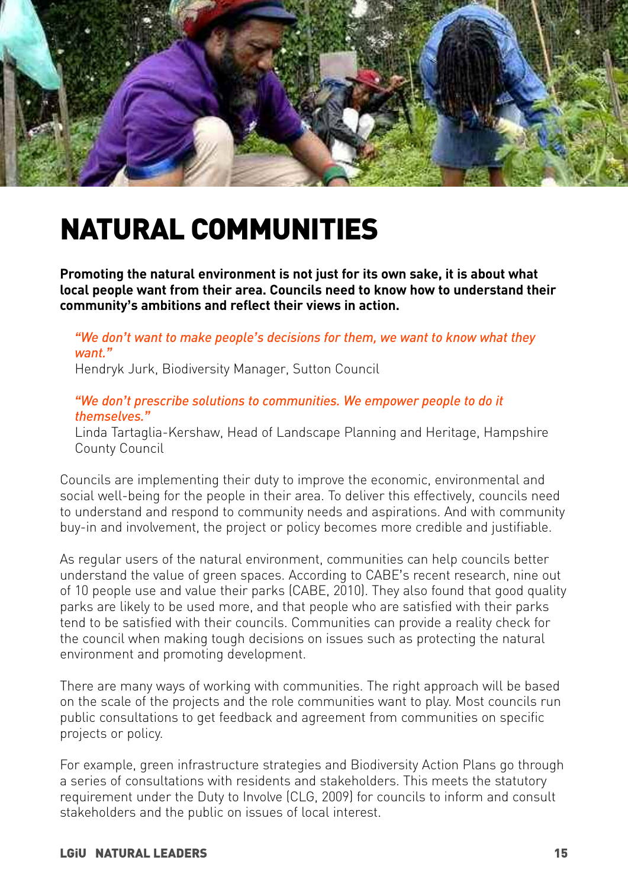# NATURAL COMMUNITIES

**Promoting the natural environment is not just for its own sake, it is about what local people want from their area. Councils need to know how to understand their community's ambitions and reflect their views in action.**

> *"We don't want to make people's decisions for them, we want to know what they want."*
> Hendryk Jurk, Biodiversity Manager, Sutton Council

> *"We don't prescribe solutions to communities. We empower people to do it themselves."*
> Linda Tartaglia-Kershaw, Head of Landscape Planning and Heritage, Hampshire County Council

Councils are implementing their duty to improve the economic, environmental and social well-being for the people in their area. To deliver this effectively, councils need to understand and respond to community needs and aspirations. And with community buy-in and involvement, the project or policy becomes more credible and justifiable.

As regular users of the natural environment, communities can help councils better understand the value of green spaces. According to CABE's recent research, nine out of 10 people use and value their parks (CABE, 2010). They also found that good quality parks are likely to be used more, and that people who are satisfied with their parks tend to be satisfied with their councils. Communities can provide a reality check for the council when making tough decisions on issues such as protecting the natural environment and promoting development.

There are many ways of working with communities. The right approach will be based on the scale of the projects and the role communities want to play. Most councils run public consultations to get feedback and agreement from communities on specific projects or policy.

For example, green infrastructure strategies and Biodiversity Action Plans go through a series of consultations with residents and stakeholders. This meets the statutory requirement under the Duty to Involve (CLG, 2009) for councils to inform and consult stakeholders and the public on issues of local interest.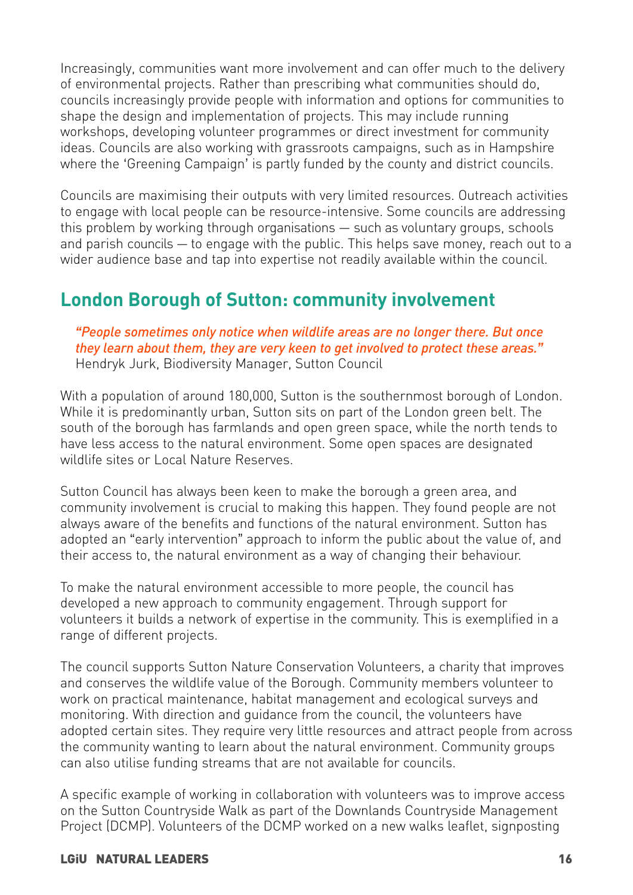Increasingly, communities want more involvement and can offer much to the delivery of environmental projects. Rather than prescribing what communities should do, councils increasingly provide people with information and options for communities to shape the design and implementation of projects. This may include running workshops, developing volunteer programmes or direct investment for community ideas. Councils are also working with grassroots campaigns, such as in Hampshire where the 'Greening Campaign' is partly funded by the county and district councils.

Councils are maximising their outputs with very limited resources. Outreach activities to engage with local people can be resource-intensive. Some councils are addressing this problem by working through organisations — such as voluntary groups, schools and parish councils — to engage with the public. This helps save money, reach out to a wider audience base and tap into expertise not readily available within the council.

## London Borough of Sutton: community involvement

> *"People sometimes only notice when wildlife areas are no longer there. But once they learn about them, they are very keen to get involved to protect these areas."*
> Hendryk Jurk, Biodiversity Manager, Sutton Council

With a population of around 180,000, Sutton is the southernmost borough of London. While it is predominantly urban, Sutton sits on part of the London green belt. The south of the borough has farmlands and open green space, while the north tends to have less access to the natural environment. Some open spaces are designated wildlife sites or Local Nature Reserves.

Sutton Council has always been keen to make the borough a green area, and community involvement is crucial to making this happen. They found people are not always aware of the benefits and functions of the natural environment. Sutton has adopted an "early intervention" approach to inform the public about the value of, and their access to, the natural environment as a way of changing their behaviour.

To make the natural environment accessible to more people, the council has developed a new approach to community engagement. Through support for volunteers it builds a network of expertise in the community. This is exemplified in a range of different projects.

The council supports Sutton Nature Conservation Volunteers, a charity that improves and conserves the wildlife value of the Borough. Community members volunteer to work on practical maintenance, habitat management and ecological surveys and monitoring. With direction and guidance from the council, the volunteers have adopted certain sites. They require very little resources and attract people from across the community wanting to learn about the natural environment. Community groups can also utilise funding streams that are not available for councils.

A specific example of working in collaboration with volunteers was to improve access on the Sutton Countryside Walk as part of the Downlands Countryside Management Project (DCMP). Volunteers of the DCMP worked on a new walks leaflet, signposting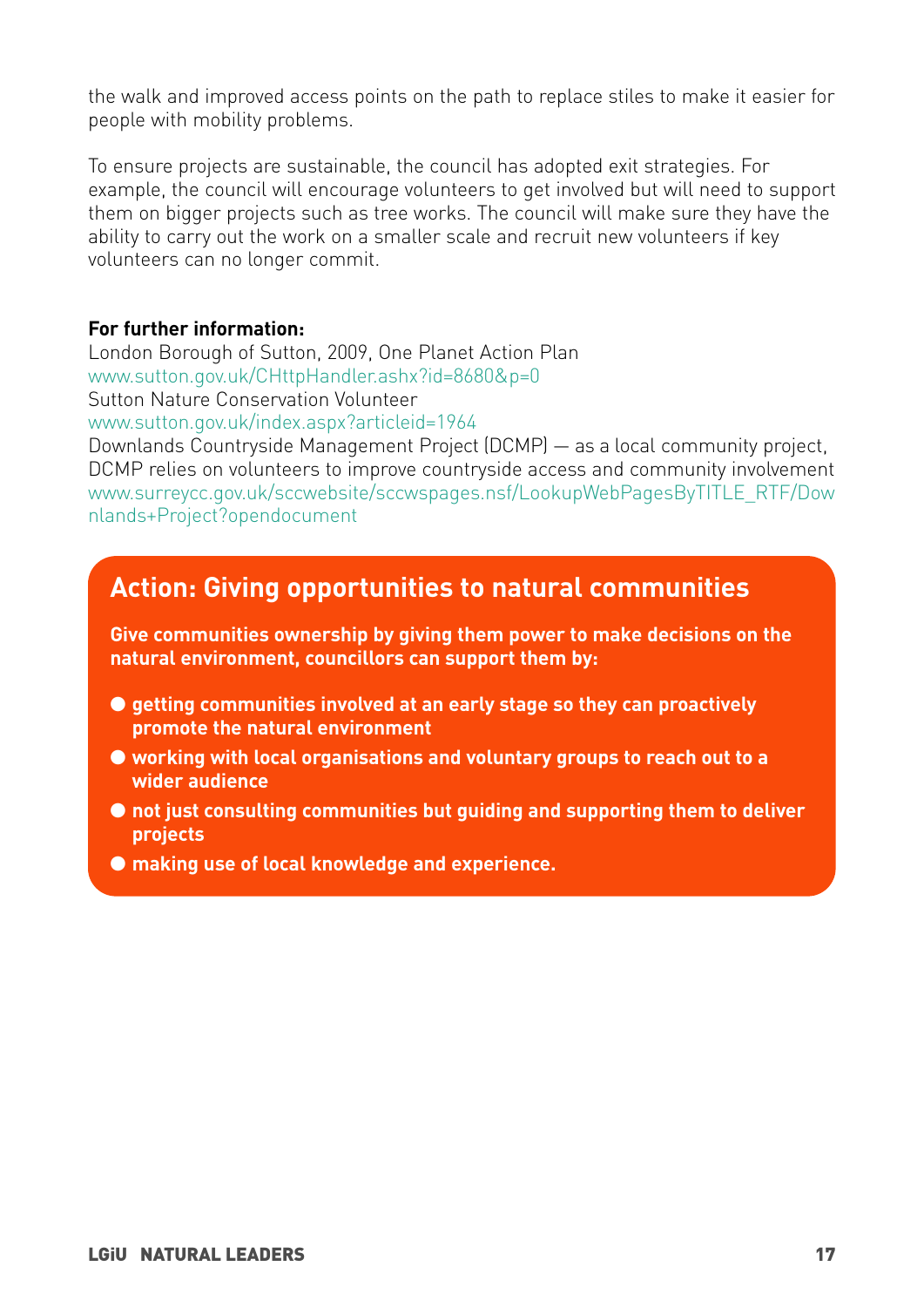the walk and improved access points on the path to replace stiles to make it easier for people with mobility problems.

To ensure projects are sustainable, the council has adopted exit strategies. For example, the council will encourage volunteers to get involved but will need to support them on bigger projects such as tree works. The council will make sure they have the ability to carry out the work on a smaller scale and recruit new volunteers if key volunteers can no longer commit.

**For further information:**
London Borough of Sutton, 2009, One Planet Action Plan
www.sutton.gov.uk/CHttpHandler.ashx?id=8680&p=0
Sutton Nature Conservation Volunteer
www.sutton.gov.uk/index.aspx?articleid=1964
Downlands Countryside Management Project (DCMP) — as a local community project, DCMP relies on volunteers to improve countryside access and community involvement
www.surreycc.gov.uk/sccwebsite/sccwspages.nsf/LookupWebPagesByTITLE_RTF/Downlands+Project?opendocument

## Action: Giving opportunities to natural communities

**Give communities ownership by giving them power to make decisions on the natural environment, councillors can support them by:**

- **getting communities involved at an early stage so they can proactively promote the natural environment**
- **working with local organisations and voluntary groups to reach out to a wider audience**
- **not just consulting communities but guiding and supporting them to deliver projects**
- **making use of local knowledge and experience.**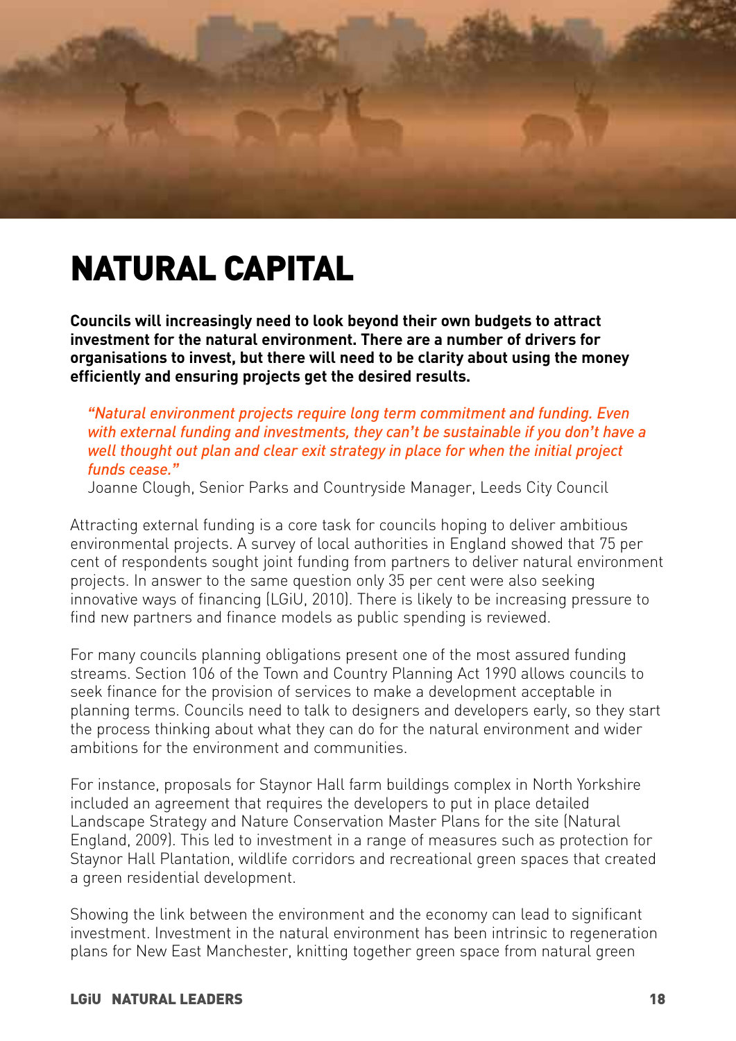# NATURAL CAPITAL

**Councils will increasingly need to look beyond their own budgets to attract investment for the natural environment. There are a number of drivers for organisations to invest, but there will need to be clarity about using the money efficiently and ensuring projects get the desired results.**

> *"Natural environment projects require long term commitment and funding. Even with external funding and investments, they can't be sustainable if you don't have a well thought out plan and clear exit strategy in place for when the initial project funds cease."*
> Joanne Clough, Senior Parks and Countryside Manager, Leeds City Council

Attracting external funding is a core task for councils hoping to deliver ambitious environmental projects. A survey of local authorities in England showed that 75 per cent of respondents sought joint funding from partners to deliver natural environment projects. In answer to the same question only 35 per cent were also seeking innovative ways of financing (LGiU, 2010). There is likely to be increasing pressure to find new partners and finance models as public spending is reviewed.

For many councils planning obligations present one of the most assured funding streams. Section 106 of the Town and Country Planning Act 1990 allows councils to seek finance for the provision of services to make a development acceptable in planning terms. Councils need to talk to designers and developers early, so they start the process thinking about what they can do for the natural environment and wider ambitions for the environment and communities.

For instance, proposals for Staynor Hall farm buildings complex in North Yorkshire included an agreement that requires the developers to put in place detailed Landscape Strategy and Nature Conservation Master Plans for the site (Natural England, 2009). This led to investment in a range of measures such as protection for Staynor Hall Plantation, wildlife corridors and recreational green spaces that created a green residential development.

Showing the link between the environment and the economy can lead to significant investment. Investment in the natural environment has been intrinsic to regeneration plans for New East Manchester, knitting together green space from natural green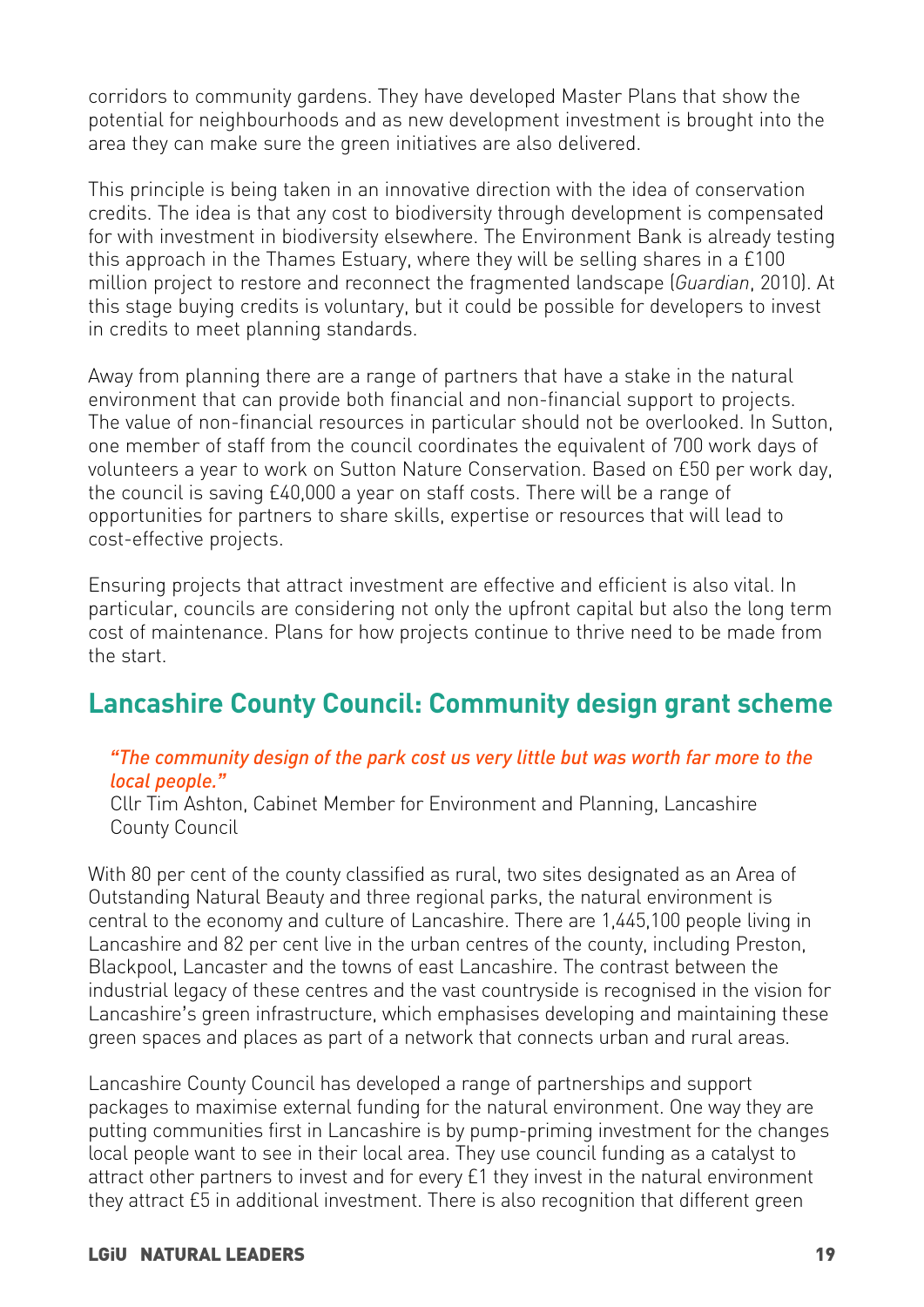corridors to community gardens. They have developed Master Plans that show the potential for neighbourhoods and as new development investment is brought into the area they can make sure the green initiatives are also delivered.

This principle is being taken in an innovative direction with the idea of conservation credits. The idea is that any cost to biodiversity through development is compensated for with investment in biodiversity elsewhere. The Environment Bank is already testing this approach in the Thames Estuary, where they will be selling shares in a £100 million project to restore and reconnect the fragmented landscape (*Guardian*, 2010). At this stage buying credits is voluntary, but it could be possible for developers to invest in credits to meet planning standards.

Away from planning there are a range of partners that have a stake in the natural environment that can provide both financial and non-financial support to projects. The value of non-financial resources in particular should not be overlooked. In Sutton, one member of staff from the council coordinates the equivalent of 700 work days of volunteers a year to work on Sutton Nature Conservation. Based on £50 per work day, the council is saving £40,000 a year on staff costs. There will be a range of opportunities for partners to share skills, expertise or resources that will lead to cost-effective projects.

Ensuring projects that attract investment are effective and efficient is also vital. In particular, councils are considering not only the upfront capital but also the long term cost of maintenance. Plans for how projects continue to thrive need to be made from the start.

## Lancashire County Council: Community design grant scheme

> *"The community design of the park cost us very little but was worth far more to the local people."*
> Cllr Tim Ashton, Cabinet Member for Environment and Planning, Lancashire County Council

With 80 per cent of the county classified as rural, two sites designated as an Area of Outstanding Natural Beauty and three regional parks, the natural environment is central to the economy and culture of Lancashire. There are 1,445,100 people living in Lancashire and 82 per cent live in the urban centres of the county, including Preston, Blackpool, Lancaster and the towns of east Lancashire. The contrast between the industrial legacy of these centres and the vast countryside is recognised in the vision for Lancashire's green infrastructure, which emphasises developing and maintaining these green spaces and places as part of a network that connects urban and rural areas.

Lancashire County Council has developed a range of partnerships and support packages to maximise external funding for the natural environment. One way they are putting communities first in Lancashire is by pump-priming investment for the changes local people want to see in their local area. They use council funding as a catalyst to attract other partners to invest and for every £1 they invest in the natural environment they attract £5 in additional investment. There is also recognition that different green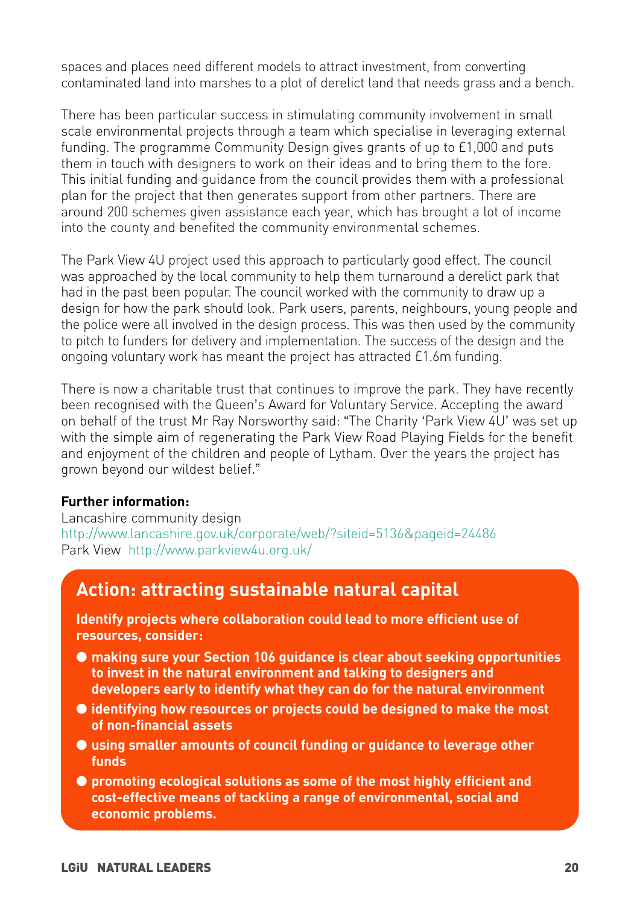spaces and places need different models to attract investment, from converting contaminated land into marshes to a plot of derelict land that needs grass and a bench.

There has been particular success in stimulating community involvement in small scale environmental projects through a team which specialise in leveraging external funding. The programme Community Design gives grants of up to £1,000 and puts them in touch with designers to work on their ideas and to bring them to the fore. This initial funding and guidance from the council provides them with a professional plan for the project that then generates support from other partners. There are around 200 schemes given assistance each year, which has brought a lot of income into the county and benefited the community environmental schemes.

The Park View 4U project used this approach to particularly good effect. The council was approached by the local community to help them turnaround a derelict park that had in the past been popular. The council worked with the community to draw up a design for how the park should look. Park users, parents, neighbours, young people and the police were all involved in the design process. This was then used by the community to pitch to funders for delivery and implementation. The success of the design and the ongoing voluntary work has meant the project has attracted £1.6m funding.

There is now a charitable trust that continues to improve the park. They have recently been recognised with the Queen's Award for Voluntary Service. Accepting the award on behalf of the trust Mr Ray Norsworthy said: "The Charity 'Park View 4U' was set up with the simple aim of regenerating the Park View Road Playing Fields for the benefit and enjoyment of the children and people of Lytham. Over the years the project has grown beyond our wildest belief."

**Further information:**
Lancashire community design
http://www.lancashire.gov.uk/corporate/web/?siteid=5136&pageid=24486
Park View http://www.parkview4u.org.uk/

## Action: attracting sustainable natural capital

**Identify projects where collaboration could lead to more efficient use of resources, consider:**

- **making sure your Section 106 guidance is clear about seeking opportunities to invest in the natural environment and talking to designers and developers early to identify what they can do for the natural environment**
- **identifying how resources or projects could be designed to make the most of non-financial assets**
- **using smaller amounts of council funding or guidance to leverage other funds**
- **promoting ecological solutions as some of the most highly efficient and cost-effective means of tackling a range of environmental, social and economic problems.**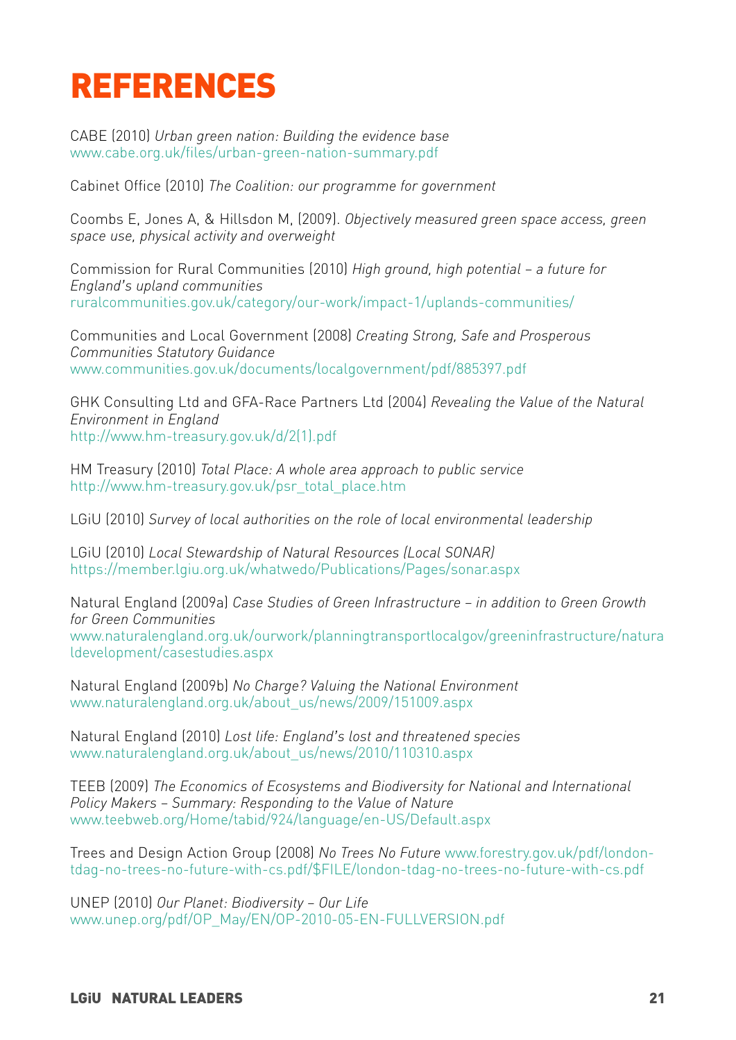# REFERENCES

CABE (2010) *Urban green nation: Building the evidence base*
www.cabe.org.uk/files/urban-green-nation-summary.pdf

Cabinet Office (2010) *The Coalition: our programme for government*

Coombs E, Jones A, & Hillsdon M, (2009). *Objectively measured green space access, green space use, physical activity and overweight*

Commission for Rural Communities (2010) *High ground, high potential – a future for England's upland communities*
ruralcommunities.gov.uk/category/our-work/impact-1/uplands-communities/

Communities and Local Government (2008) *Creating Strong, Safe and Prosperous Communities Statutory Guidance*
www.communities.gov.uk/documents/localgovernment/pdf/885397.pdf

GHK Consulting Ltd and GFA-Race Partners Ltd (2004) *Revealing the Value of the Natural Environment in England*
http://www.hm-treasury.gov.uk/d/2(1).pdf

HM Treasury (2010) *Total Place: A whole area approach to public service*
http://www.hm-treasury.gov.uk/psr_total_place.htm

LGiU (2010) *Survey of local authorities on the role of local environmental leadership*

LGiU (2010) *Local Stewardship of Natural Resources (Local SONAR)*
https://member.lgiu.org.uk/whatwedo/Publications/Pages/sonar.aspx

Natural England (2009a) *Case Studies of Green Infrastructure – in addition to Green Growth for Green Communities*
www.naturalengland.org.uk/ourwork/planningtransportlocalgov/greeninfrastructure/naturaldevelopment/casestudies.aspx

Natural England (2009b) *No Charge? Valuing the National Environment*
www.naturalengland.org.uk/about_us/news/2009/151009.aspx

Natural England (2010) *Lost life: England's lost and threatened species*
www.naturalengland.org.uk/about_us/news/2010/110310.aspx

TEEB (2009) *The Economics of Ecosystems and Biodiversity for National and International Policy Makers – Summary: Responding to the Value of Nature*
www.teebweb.org/Home/tabid/924/language/en-US/Default.aspx

Trees and Design Action Group (2008) *No Trees No Future* www.forestry.gov.uk/pdf/london-tdag-no-trees-no-future-with-cs.pdf/$FILE/london-tdag-no-trees-no-future-with-cs.pdf

UNEP (2010) *Our Planet: Biodiversity – Our Life*
www.unep.org/pdf/OP_May/EN/OP-2010-05-EN-FULLVERSION.pdf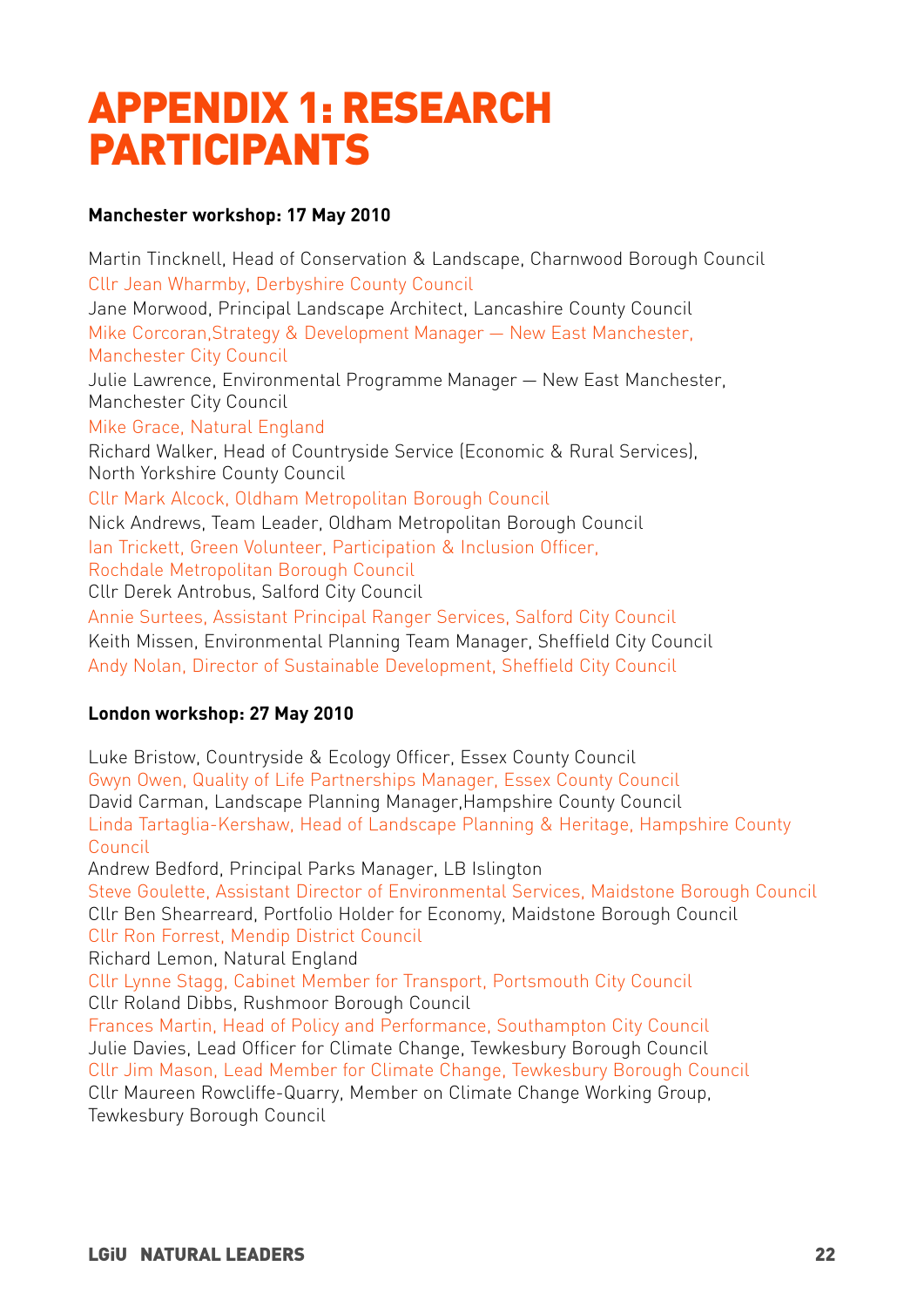# APPENDIX 1: RESEARCH PARTICIPANTS

**Manchester workshop: 17 May 2010**

Martin Tincknell, Head of Conservation & Landscape, Charnwood Borough Council
Cllr Jean Wharmby, Derbyshire County Council
Jane Morwood, Principal Landscape Architect, Lancashire County Council
Mike Corcoran,Strategy & Development Manager — New East Manchester, Manchester City Council
Julie Lawrence, Environmental Programme Manager — New East Manchester, Manchester City Council
Mike Grace, Natural England
Richard Walker, Head of Countryside Service (Economic & Rural Services), North Yorkshire County Council
Cllr Mark Alcock, Oldham Metropolitan Borough Council
Nick Andrews, Team Leader, Oldham Metropolitan Borough Council
Ian Trickett, Green Volunteer, Participation & Inclusion Officer, Rochdale Metropolitan Borough Council
Cllr Derek Antrobus, Salford City Council
Annie Surtees, Assistant Principal Ranger Services, Salford City Council
Keith Missen, Environmental Planning Team Manager, Sheffield City Council
Andy Nolan, Director of Sustainable Development, Sheffield City Council

**London workshop: 27 May 2010**

Luke Bristow, Countryside & Ecology Officer, Essex County Council
Gwyn Owen, Quality of Life Partnerships Manager, Essex County Council
David Carman, Landscape Planning Manager,Hampshire County Council
Linda Tartaglia-Kershaw, Head of Landscape Planning & Heritage, Hampshire County Council
Andrew Bedford, Principal Parks Manager, LB Islington
Steve Goulette, Assistant Director of Environmental Services, Maidstone Borough Council
Cllr Ben Shearreard, Portfolio Holder for Economy, Maidstone Borough Council
Cllr Ron Forrest, Mendip District Council
Richard Lemon, Natural England
Cllr Lynne Stagg, Cabinet Member for Transport, Portsmouth City Council
Cllr Roland Dibbs, Rushmoor Borough Council
Frances Martin, Head of Policy and Performance, Southampton City Council
Julie Davies, Lead Officer for Climate Change, Tewkesbury Borough Council
Cllr Jim Mason, Lead Member for Climate Change, Tewkesbury Borough Council
Cllr Maureen Rowcliffe-Quarry, Member on Climate Change Working Group, Tewkesbury Borough Council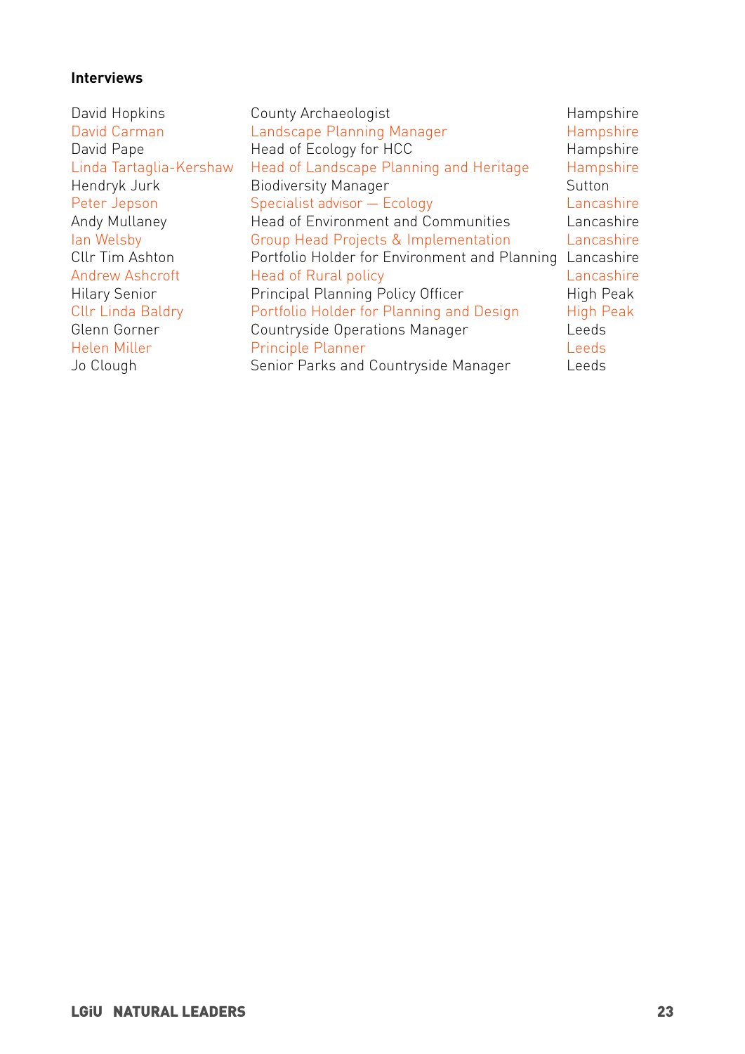**Interviews**

| | | |
|---|---|---|
| David Hopkins | County Archaeologist | Hampshire |
| David Carman | Landscape Planning Manager | Hampshire |
| David Pape | Head of Ecology for HCC | Hampshire |
| Linda Tartaglia-Kershaw | Head of Landscape Planning and Heritage | Hampshire |
| Hendryk Jurk | Biodiversity Manager | Sutton |
| Peter Jepson | Specialist advisor — Ecology | Lancashire |
| Andy Mullaney | Head of Environment and Communities | Lancashire |
| Ian Welsby | Group Head Projects & Implementation | Lancashire |
| Cllr Tim Ashton | Portfolio Holder for Environment and Planning | Lancashire |
| Andrew Ashcroft | Head of Rural policy | Lancashire |
| Hilary Senior | Principal Planning Policy Officer | High Peak |
| Cllr Linda Baldry | Portfolio Holder for Planning and Design | High Peak |
| Glenn Gorner | Countryside Operations Manager | Leeds |
| Helen Miller | Principle Planner | Leeds |
| Jo Clough | Senior Parks and Countryside Manager | Leeds |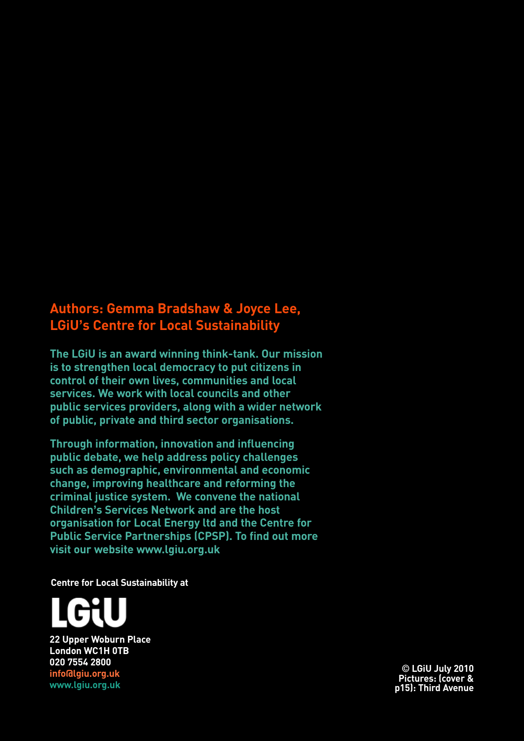**Authors: Gemma Bradshaw & Joyce Lee, LGiU's Centre for Local Sustainability**

The LGiU is an award winning think-tank. Our mission is to strengthen local democracy to put citizens in control of their own lives, communities and local services. We work with local councils and other public services providers, along with a wider network of public, private and third sector organisations.

Through information, innovation and influencing public debate, we help address policy challenges such as demographic, environmental and economic change, improving healthcare and reforming the criminal justice system. We convene the national Children's Services Network and are the host organisation for Local Energy ltd and the Centre for Public Service Partnerships (CPSP). To find out more visit our website www.lgiu.org.uk

Centre for Local Sustainability at

LGiU

22 Upper Woburn Place
London WC1H 0TB
020 7554 2800
info@lgiu.org.uk
www.lgiu.org.uk

© LGiU July 2010
Pictures: (cover & p15): Third Avenue